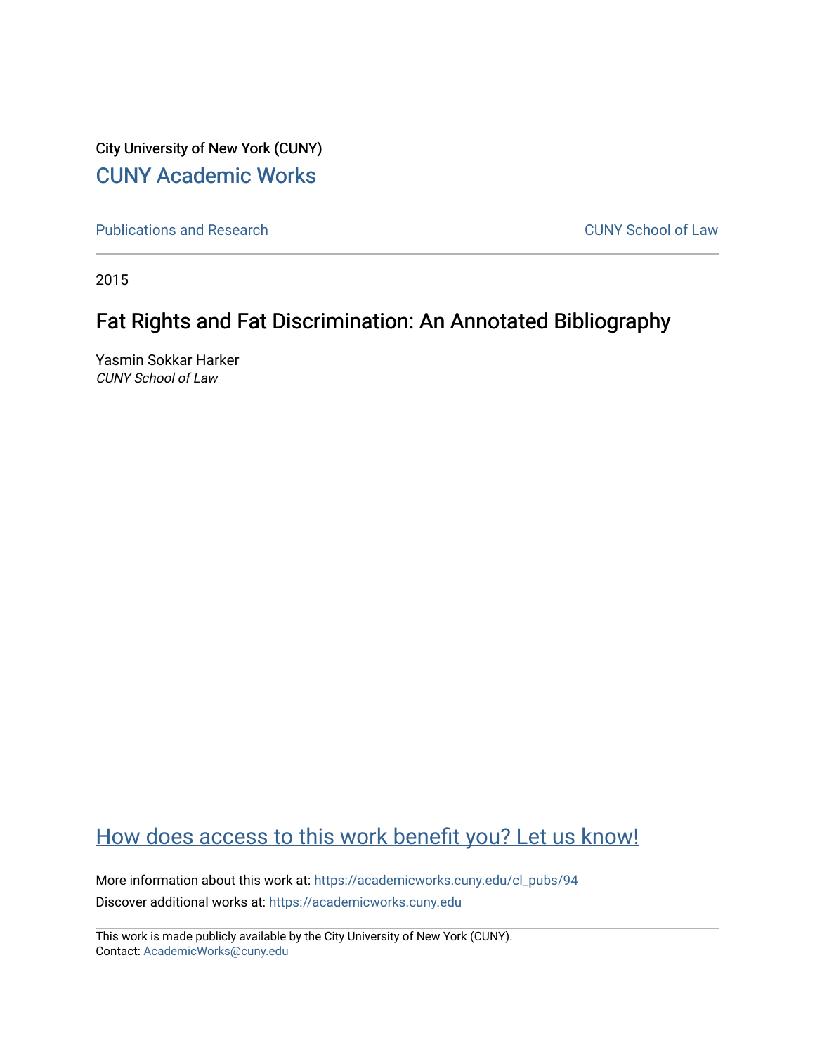City University of New York (CUNY)

CUNY Academic Works

Publications and Research

CUNY School of Law

2015

# Fat Rights and Fat Discrimination: An Annotated Bibliography

Yasmin Sokkar Harker
*CUNY School of Law*

How does access to this work benefit you? Let us know!

More information about this work at: https://academicworks.cuny.edu/cl_pubs/94

Discover additional works at: https://academicworks.cuny.edu

This work is made publicly available by the City University of New York (CUNY).
Contact: AcademicWorks@cuny.edu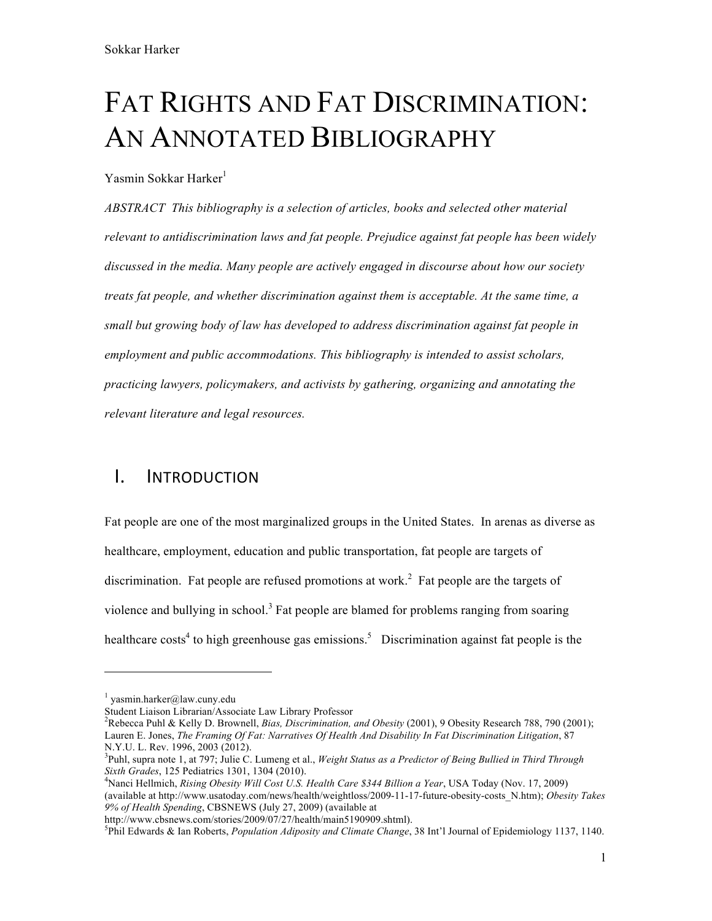# FAT RIGHTS AND FAT DISCRIMINATION: AN ANNOTATED BIBLIOGRAPHY

Yasmin Sokkar Harker[1]

*ABSTRACT This bibliography is a selection of articles, books and selected other material relevant to antidiscrimination laws and fat people. Prejudice against fat people has been widely discussed in the media. Many people are actively engaged in discourse about how our society treats fat people, and whether discrimination against them is acceptable. At the same time, a small but growing body of law has developed to address discrimination against fat people in employment and public accommodations. This bibliography is intended to assist scholars, practicing lawyers, policymakers, and activists by gathering, organizing and annotating the relevant literature and legal resources.*

## I. INTRODUCTION

Fat people are one of the most marginalized groups in the United States. In arenas as diverse as healthcare, employment, education and public transportation, fat people are targets of discrimination. Fat people are refused promotions at work.[2] Fat people are the targets of violence and bullying in school.[3] Fat people are blamed for problems ranging from soaring healthcare costs[4] to high greenhouse gas emissions.[5] Discrimination against fat people is the

---

[1] yasmin.harker@law.cuny.edu
Student Liaison Librarian/Associate Law Library Professor

[2] Rebecca Puhl & Kelly D. Brownell, *Bias, Discrimination, and Obesity* (2001), 9 Obesity Research 788, 790 (2001); Lauren E. Jones, *The Framing Of Fat: Narratives Of Health And Disability In Fat Discrimination Litigation*, 87 N.Y.U. L. Rev. 1996, 2003 (2012).

[3] Puhl, supra note 1, at 797; Julie C. Lumeng et al., *Weight Status as a Predictor of Being Bullied in Third Through Sixth Grades*, 125 Pediatrics 1301, 1304 (2010).

[4] Nanci Hellmich, *Rising Obesity Will Cost U.S. Health Care $344 Billion a Year*, USA Today (Nov. 17, 2009) (available at http://www.usatoday.com/news/health/weightloss/2009-11-17-future-obesity-costs_N.htm); *Obesity Takes 9% of Health Spending*, CBSNEWS (July 27, 2009) (available at http://www.cbsnews.com/stories/2009/07/27/health/main5190909.shtml).

[5] Phil Edwards & Ian Roberts, *Population Adiposity and Climate Change*, 38 Int'l Journal of Epidemiology 1137, 1140.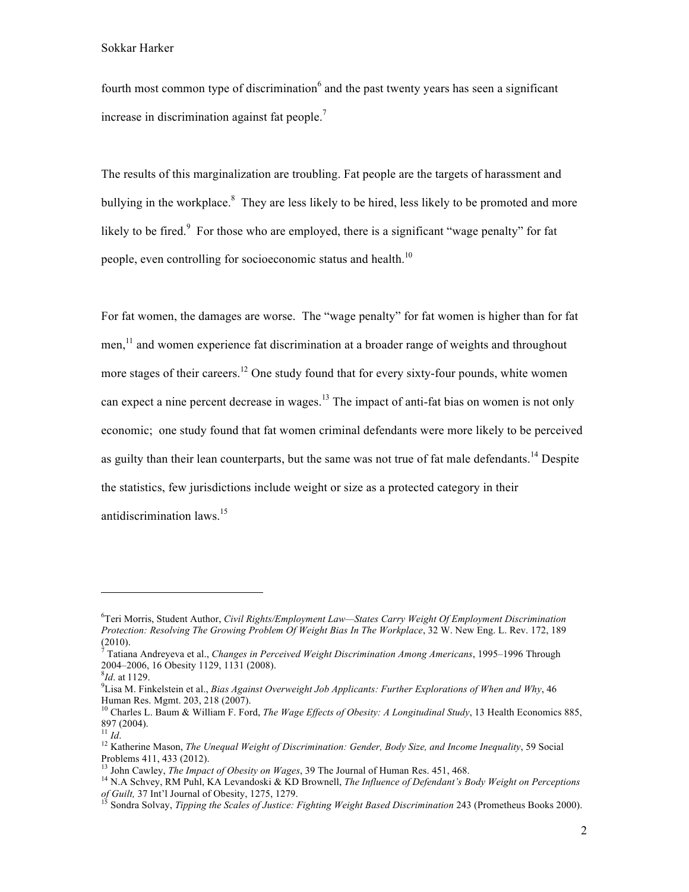fourth most common type of discrimination[6] and the past twenty years has seen a significant increase in discrimination against fat people.[7]

The results of this marginalization are troubling. Fat people are the targets of harassment and bullying in the workplace.[8] They are less likely to be hired, less likely to be promoted and more likely to be fired.[9] For those who are employed, there is a significant "wage penalty" for fat people, even controlling for socioeconomic status and health.[10]

For fat women, the damages are worse. The "wage penalty" for fat women is higher than for fat men,[11] and women experience fat discrimination at a broader range of weights and throughout more stages of their careers.[12] One study found that for every sixty-four pounds, white women can expect a nine percent decrease in wages.[13] The impact of anti-fat bias on women is not only economic; one study found that fat women criminal defendants were more likely to be perceived as guilty than their lean counterparts, but the same was not true of fat male defendants.[14] Despite the statistics, few jurisdictions include weight or size as a protected category in their antidiscrimination laws.[15]

---

[6] Teri Morris, Student Author, *Civil Rights/Employment Law—States Carry Weight Of Employment Discrimination Protection: Resolving The Growing Problem Of Weight Bias In The Workplace*, 32 W. New Eng. L. Rev. 172, 189 (2010).

[7] Tatiana Andreyeva et al., *Changes in Perceived Weight Discrimination Among Americans*, 1995–1996 Through 2004–2006, 16 Obesity 1129, 1131 (2008).

[8] *Id*. at 1129.

[9] Lisa M. Finkelstein et al., *Bias Against Overweight Job Applicants: Further Explorations of When and Why*, 46 Human Res. Mgmt. 203, 218 (2007).

[10] Charles L. Baum & William F. Ford, *The Wage Effects of Obesity: A Longitudinal Study*, 13 Health Economics 885, 897 (2004).

[11] *Id*.

[12] Katherine Mason, *The Unequal Weight of Discrimination: Gender, Body Size, and Income Inequality*, 59 Social Problems 411, 433 (2012).

[13] John Cawley, *The Impact of Obesity on Wages*, 39 The Journal of Human Res. 451, 468.

[14] N.A Schvey, RM Puhl, KA Levandoski & KD Brownell, *The Influence of Defendant's Body Weight on Perceptions of Guilt,* 37 Int'l Journal of Obesity, 1275, 1279.

[15] Sondra Solvay, *Tipping the Scales of Justice: Fighting Weight Based Discrimination* 243 (Prometheus Books 2000).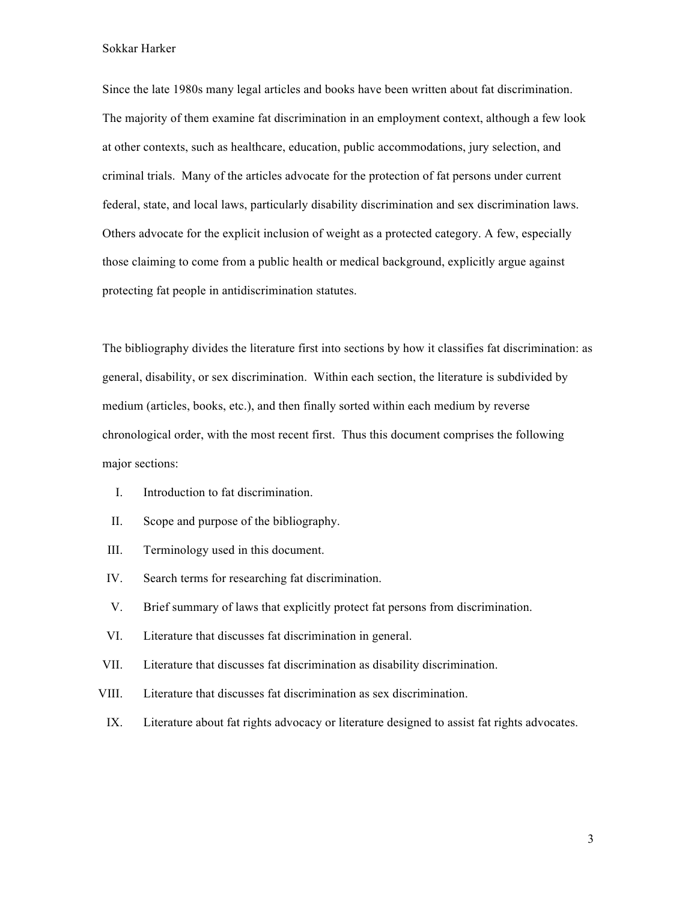Since the late 1980s many legal articles and books have been written about fat discrimination. The majority of them examine fat discrimination in an employment context, although a few look at other contexts, such as healthcare, education, public accommodations, jury selection, and criminal trials. Many of the articles advocate for the protection of fat persons under current federal, state, and local laws, particularly disability discrimination and sex discrimination laws. Others advocate for the explicit inclusion of weight as a protected category. A few, especially those claiming to come from a public health or medical background, explicitly argue against protecting fat people in antidiscrimination statutes.

The bibliography divides the literature first into sections by how it classifies fat discrimination: as general, disability, or sex discrimination. Within each section, the literature is subdivided by medium (articles, books, etc.), and then finally sorted within each medium by reverse chronological order, with the most recent first. Thus this document comprises the following major sections:

I. Introduction to fat discrimination.
II. Scope and purpose of the bibliography.
III. Terminology used in this document.
IV. Search terms for researching fat discrimination.
V. Brief summary of laws that explicitly protect fat persons from discrimination.
VI. Literature that discusses fat discrimination in general.
VII. Literature that discusses fat discrimination as disability discrimination.
VIII. Literature that discusses fat discrimination as sex discrimination.
IX. Literature about fat rights advocacy or literature designed to assist fat rights advocates.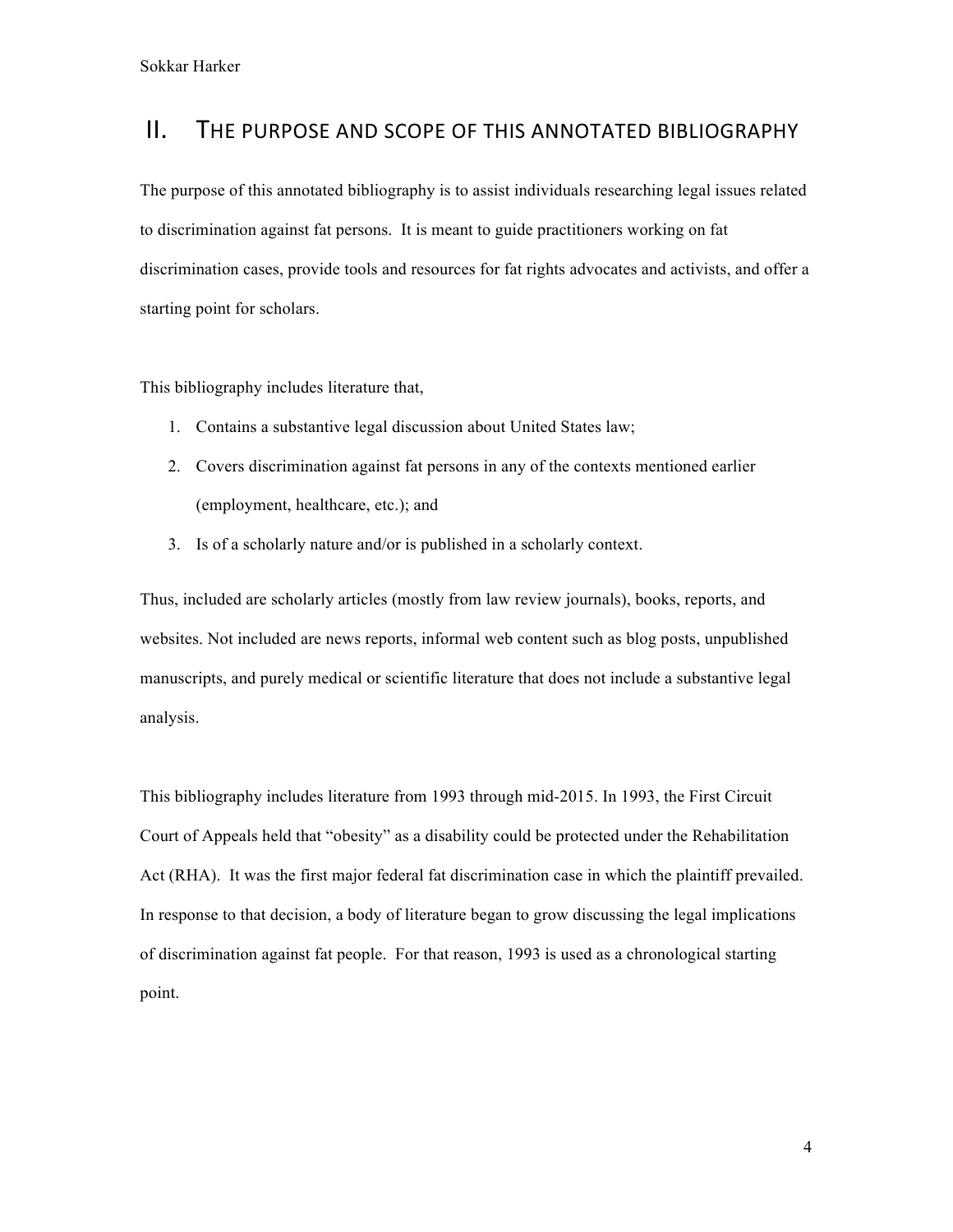## II. THE PURPOSE AND SCOPE OF THIS ANNOTATED BIBLIOGRAPHY

The purpose of this annotated bibliography is to assist individuals researching legal issues related to discrimination against fat persons. It is meant to guide practitioners working on fat discrimination cases, provide tools and resources for fat rights advocates and activists, and offer a starting point for scholars.

This bibliography includes literature that,

1. Contains a substantive legal discussion about United States law;
2. Covers discrimination against fat persons in any of the contexts mentioned earlier (employment, healthcare, etc.); and
3. Is of a scholarly nature and/or is published in a scholarly context.

Thus, included are scholarly articles (mostly from law review journals), books, reports, and websites. Not included are news reports, informal web content such as blog posts, unpublished manuscripts, and purely medical or scientific literature that does not include a substantive legal analysis.

This bibliography includes literature from 1993 through mid-2015. In 1993, the First Circuit Court of Appeals held that "obesity" as a disability could be protected under the Rehabilitation Act (RHA). It was the first major federal fat discrimination case in which the plaintiff prevailed. In response to that decision, a body of literature began to grow discussing the legal implications of discrimination against fat people. For that reason, 1993 is used as a chronological starting point.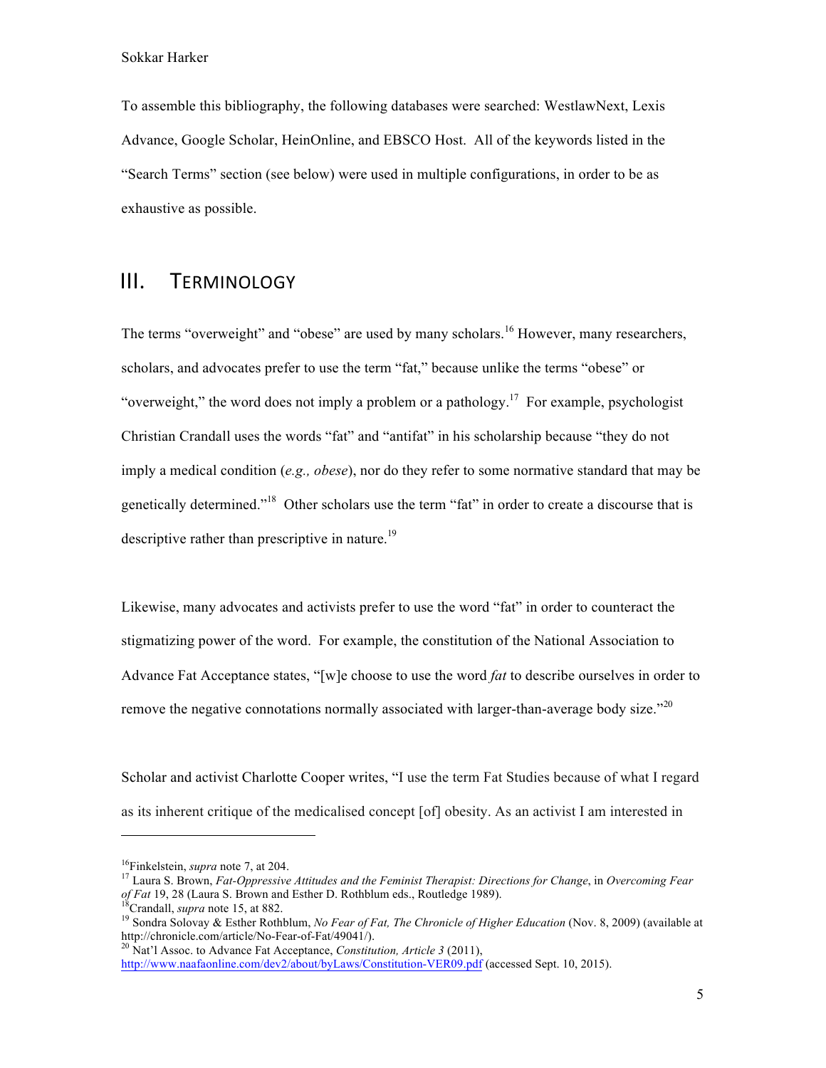To assemble this bibliography, the following databases were searched: WestlawNext, Lexis Advance, Google Scholar, HeinOnline, and EBSCO Host. All of the keywords listed in the "Search Terms" section (see below) were used in multiple configurations, in order to be as exhaustive as possible.

## III. Terminology

The terms "overweight" and "obese" are used by many scholars.[16] However, many researchers, scholars, and advocates prefer to use the term "fat," because unlike the terms "obese" or "overweight," the word does not imply a problem or a pathology.[17] For example, psychologist Christian Crandall uses the words "fat" and "antifat" in his scholarship because "they do not imply a medical condition (*e.g., obese*), nor do they refer to some normative standard that may be genetically determined."[18] Other scholars use the term "fat" in order to create a discourse that is descriptive rather than prescriptive in nature.[19]

Likewise, many advocates and activists prefer to use the word "fat" in order to counteract the stigmatizing power of the word. For example, the constitution of the National Association to Advance Fat Acceptance states, "[w]e choose to use the word *fat* to describe ourselves in order to remove the negative connotations normally associated with larger-than-average body size."[20]

Scholar and activist Charlotte Cooper writes, "I use the term Fat Studies because of what I regard as its inherent critique of the medicalised concept [of] obesity. As an activist I am interested in

---

[16] Finkelstein, *supra* note 7, at 204.

[17] Laura S. Brown, *Fat-Oppressive Attitudes and the Feminist Therapist: Directions for Change*, in *Overcoming Fear of Fat* 19, 28 (Laura S. Brown and Esther D. Rothblum eds., Routledge 1989).

[18] Crandall, *supra* note 15, at 882.

[19] Sondra Solovay & Esther Rothblum, *No Fear of Fat, The Chronicle of Higher Education* (Nov. 8, 2009) (available at http://chronicle.com/article/No-Fear-of-Fat/49041/).

[20] Nat'l Assoc. to Advance Fat Acceptance, *Constitution, Article 3* (2011), http://www.naafaonline.com/dev2/about/byLaws/Constitution-VER09.pdf (accessed Sept. 10, 2015).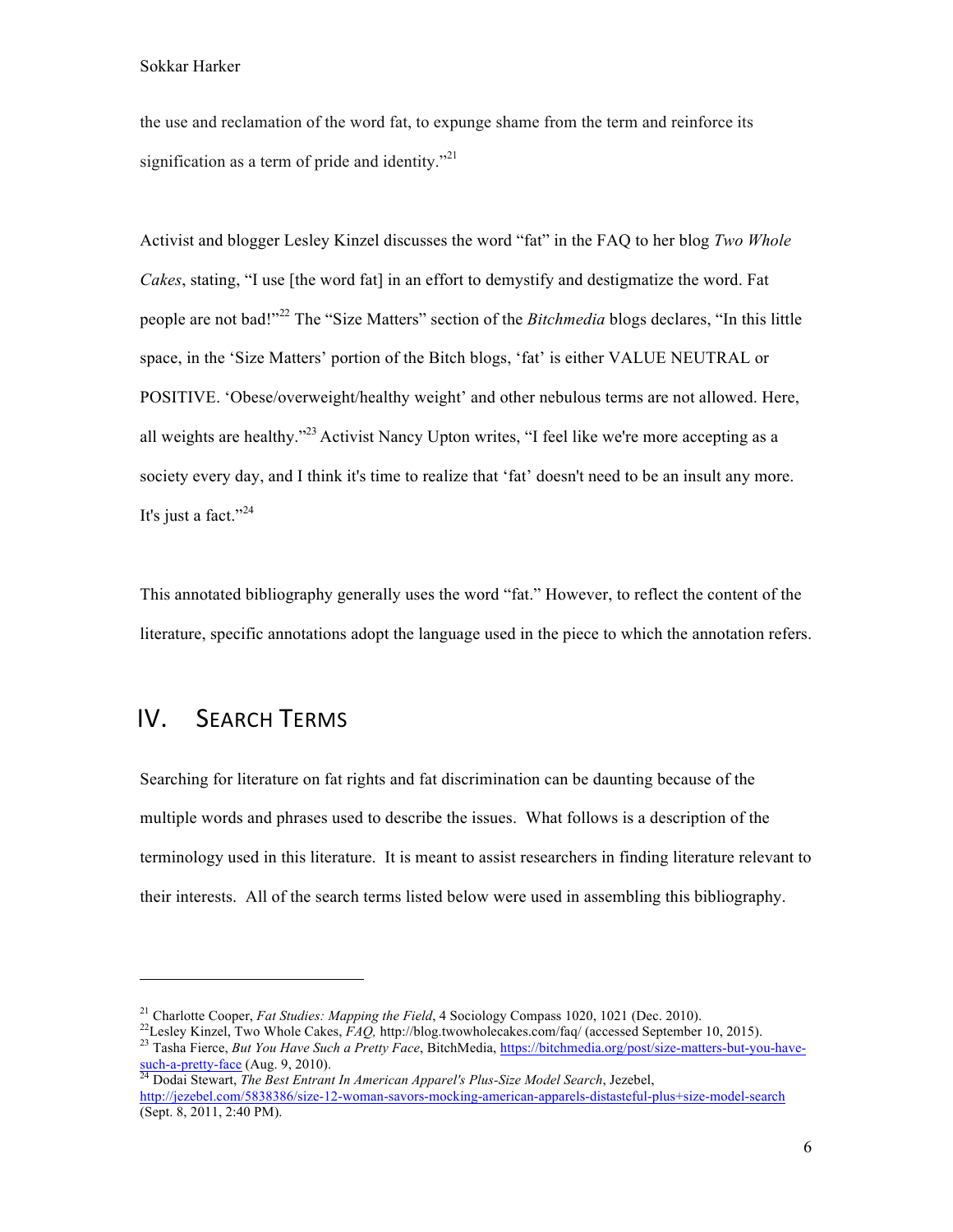the use and reclamation of the word fat, to expunge shame from the term and reinforce its signification as a term of pride and identity."[21]

Activist and blogger Lesley Kinzel discusses the word "fat" in the FAQ to her blog *Two Whole Cakes*, stating, "I use [the word fat] in an effort to demystify and destigmatize the word. Fat people are not bad!"[22] The "Size Matters" section of the *Bitchmedia* blogs declares, "In this little space, in the 'Size Matters' portion of the Bitch blogs, 'fat' is either VALUE NEUTRAL or POSITIVE. 'Obese/overweight/healthy weight' and other nebulous terms are not allowed. Here, all weights are healthy."[23] Activist Nancy Upton writes, "I feel like we're more accepting as a society every day, and I think it's time to realize that 'fat' doesn't need to be an insult any more. It's just a fact."[24]

This annotated bibliography generally uses the word "fat." However, to reflect the content of the literature, specific annotations adopt the language used in the piece to which the annotation refers.

## IV. Search Terms

Searching for literature on fat rights and fat discrimination can be daunting because of the multiple words and phrases used to describe the issues. What follows is a description of the terminology used in this literature. It is meant to assist researchers in finding literature relevant to their interests. All of the search terms listed below were used in assembling this bibliography.

---

[21] Charlotte Cooper, *Fat Studies: Mapping the Field*, 4 Sociology Compass 1020, 1021 (Dec. 2010).

[22] Lesley Kinzel, Two Whole Cakes, *FAQ,* http://blog.twowholecakes.com/faq/ (accessed September 10, 2015).

[23] Tasha Fierce, *But You Have Such a Pretty Face*, BitchMedia, https://bitchmedia.org/post/size-matters-but-you-have-such-a-pretty-face (Aug. 9, 2010).

[24] Dodai Stewart, *The Best Entrant In American Apparel's Plus-Size Model Search*, Jezebel, http://jezebel.com/5838386/size-12-woman-savors-mocking-american-apparels-distasteful-plus+size-model-search (Sept. 8, 2011, 2:40 PM).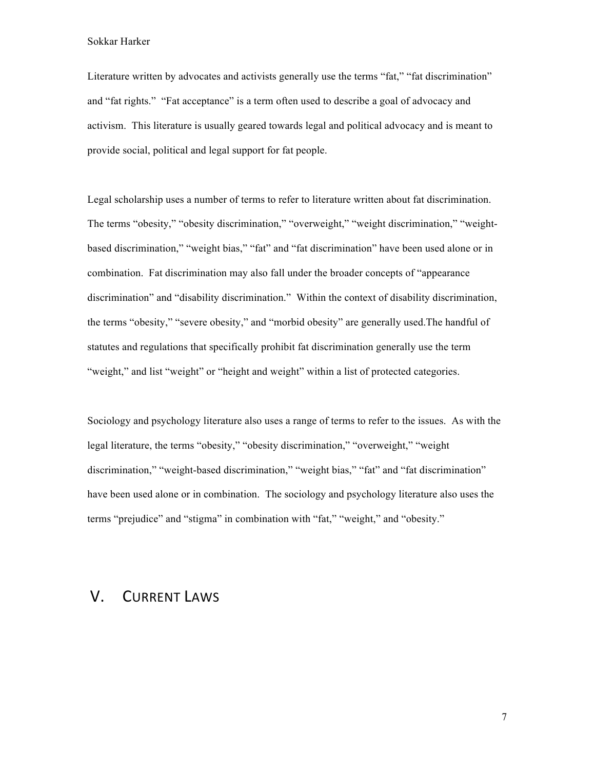Literature written by advocates and activists generally use the terms "fat," "fat discrimination" and "fat rights." "Fat acceptance" is a term often used to describe a goal of advocacy and activism. This literature is usually geared towards legal and political advocacy and is meant to provide social, political and legal support for fat people.

Legal scholarship uses a number of terms to refer to literature written about fat discrimination. The terms "obesity," "obesity discrimination," "overweight," "weight discrimination," "weight-based discrimination," "weight bias," "fat" and "fat discrimination" have been used alone or in combination. Fat discrimination may also fall under the broader concepts of "appearance discrimination" and "disability discrimination." Within the context of disability discrimination, the terms "obesity," "severe obesity," and "morbid obesity" are generally used.The handful of statutes and regulations that specifically prohibit fat discrimination generally use the term "weight," and list "weight" or "height and weight" within a list of protected categories.

Sociology and psychology literature also uses a range of terms to refer to the issues. As with the legal literature, the terms "obesity," "obesity discrimination," "overweight," "weight discrimination," "weight-based discrimination," "weight bias," "fat" and "fat discrimination" have been used alone or in combination. The sociology and psychology literature also uses the terms "prejudice" and "stigma" in combination with "fat," "weight," and "obesity."

## V. CURRENT LAWS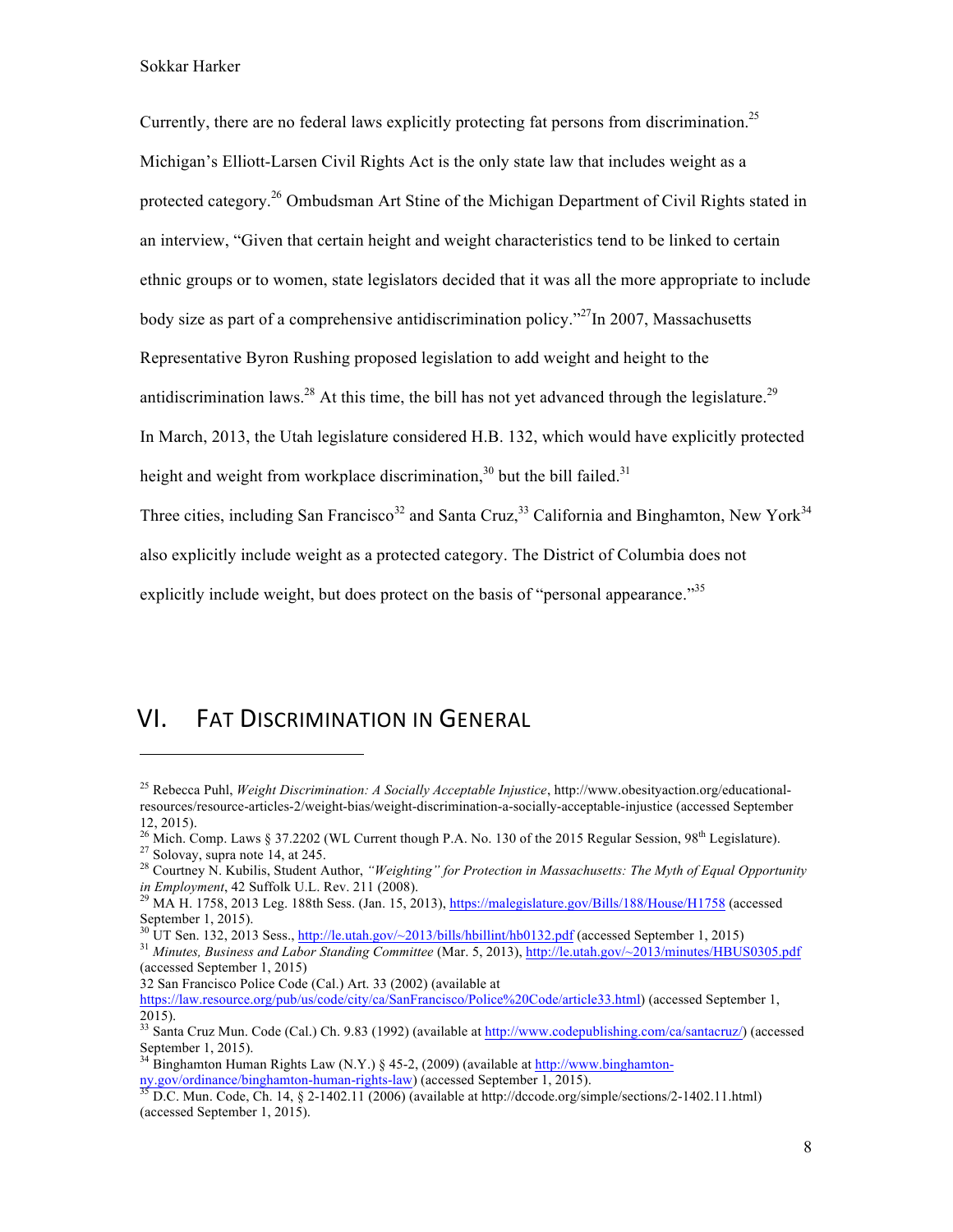Currently, there are no federal laws explicitly protecting fat persons from discrimination.[25] Michigan's Elliott-Larsen Civil Rights Act is the only state law that includes weight as a protected category.[26] Ombudsman Art Stine of the Michigan Department of Civil Rights stated in an interview, "Given that certain height and weight characteristics tend to be linked to certain ethnic groups or to women, state legislators decided that it was all the more appropriate to include body size as part of a comprehensive antidiscrimination policy."[27]In 2007, Massachusetts Representative Byron Rushing proposed legislation to add weight and height to the antidiscrimination laws.[28] At this time, the bill has not yet advanced through the legislature.[29] In March, 2013, the Utah legislature considered H.B. 132, which would have explicitly protected height and weight from workplace discrimination,[30] but the bill failed.[31]

Three cities, including San Francisco[32] and Santa Cruz,[33] California and Binghamton, New York[34] also explicitly include weight as a protected category. The District of Columbia does not explicitly include weight, but does protect on the basis of "personal appearance."[35]

# VI. Fat Discrimination in General

---

[25] Rebecca Puhl, *Weight Discrimination: A Socially Acceptable Injustice*, http://www.obesityaction.org/educational-resources/resource-articles-2/weight-bias/weight-discrimination-a-socially-acceptable-injustice (accessed September 12, 2015).

[26] Mich. Comp. Laws § 37.2202 (WL Current though P.A. No. 130 of the 2015 Regular Session, 98th Legislature).

[27] Solovay, supra note 14, at 245.

[28] Courtney N. Kubilis, Student Author, *"Weighting" for Protection in Massachusetts: The Myth of Equal Opportunity in Employment*, 42 Suffolk U.L. Rev. 211 (2008).

[29] MA H. 1758, 2013 Leg. 188th Sess. (Jan. 15, 2013), https://malegislature.gov/Bills/188/House/H1758 (accessed September 1, 2015).

[30] UT Sen. 132, 2013 Sess., http://le.utah.gov/~2013/bills/hbillint/hb0132.pdf (accessed September 1, 2015)

[31] *Minutes, Business and Labor Standing Committee* (Mar. 5, 2013), http://le.utah.gov/~2013/minutes/HBUS0305.pdf (accessed September 1, 2015)

32 San Francisco Police Code (Cal.) Art. 33 (2002) (available at https://law.resource.org/pub/us/code/city/ca/SanFrancisco/Police%20Code/article33.html) (accessed September 1, 2015).

[33] Santa Cruz Mun. Code (Cal.) Ch. 9.83 (1992) (available at http://www.codepublishing.com/ca/santacruz/) (accessed September 1, 2015).

[34] Binghamton Human Rights Law (N.Y.) § 45-2, (2009) (available at http://www.binghamton-ny.gov/ordinance/binghamton-human-rights-law) (accessed September 1, 2015).

[35] D.C. Mun. Code, Ch. 14, § 2-1402.11 (2006) (available at http://dccode.org/simple/sections/2-1402.11.html) (accessed September 1, 2015).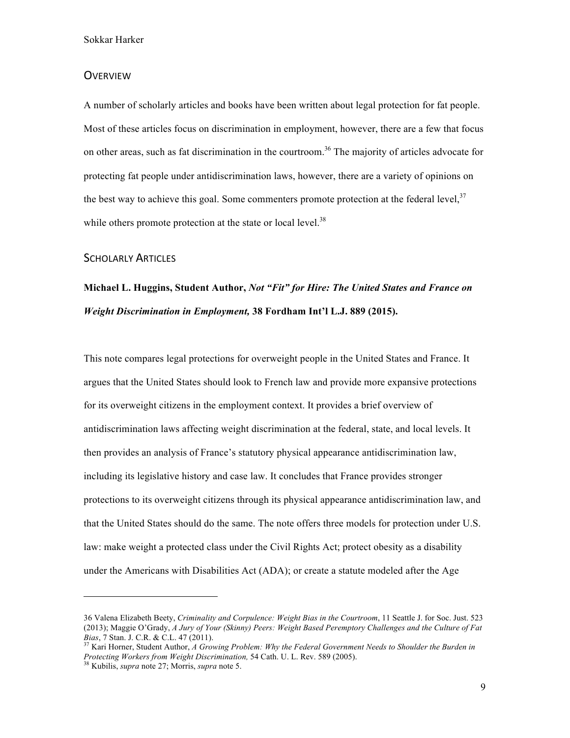## Overview

A number of scholarly articles and books have been written about legal protection for fat people. Most of these articles focus on discrimination in employment, however, there are a few that focus on other areas, such as fat discrimination in the courtroom.[36] The majority of articles advocate for protecting fat people under antidiscrimination laws, however, there are a variety of opinions on the best way to achieve this goal. Some commenters promote protection at the federal level,[37] while others promote protection at the state or local level.[38]

## Scholarly Articles

**Michael L. Huggins, Student Author, *Not "Fit" for Hire: The United States and France on Weight Discrimination in Employment,* 38 Fordham Int'l L.J. 889 (2015).**

This note compares legal protections for overweight people in the United States and France. It argues that the United States should look to French law and provide more expansive protections for its overweight citizens in the employment context. It provides a brief overview of antidiscrimination laws affecting weight discrimination at the federal, state, and local levels. It then provides an analysis of France's statutory physical appearance antidiscrimination law, including its legislative history and case law. It concludes that France provides stronger protections to its overweight citizens through its physical appearance antidiscrimination law, and that the United States should do the same. The note offers three models for protection under U.S. law: make weight a protected class under the Civil Rights Act; protect obesity as a disability under the Americans with Disabilities Act (ADA); or create a statute modeled after the Age

---

36 Valena Elizabeth Beety, *Criminality and Corpulence: Weight Bias in the Courtroom*, 11 Seattle J. for Soc. Just. 523 (2013); Maggie O'Grady, *A Jury of Your (Skinny) Peers: Weight Based Peremptory Challenges and the Culture of Fat Bias*, 7 Stan. J. C.R. & C.L. 47 (2011).

37 Kari Horner, Student Author, *A Growing Problem: Why the Federal Government Needs to Shoulder the Burden in Protecting Workers from Weight Discrimination,* 54 Cath. U. L. Rev. 589 (2005).

38 Kubilis, *supra* note 27; Morris, *supra* note 5.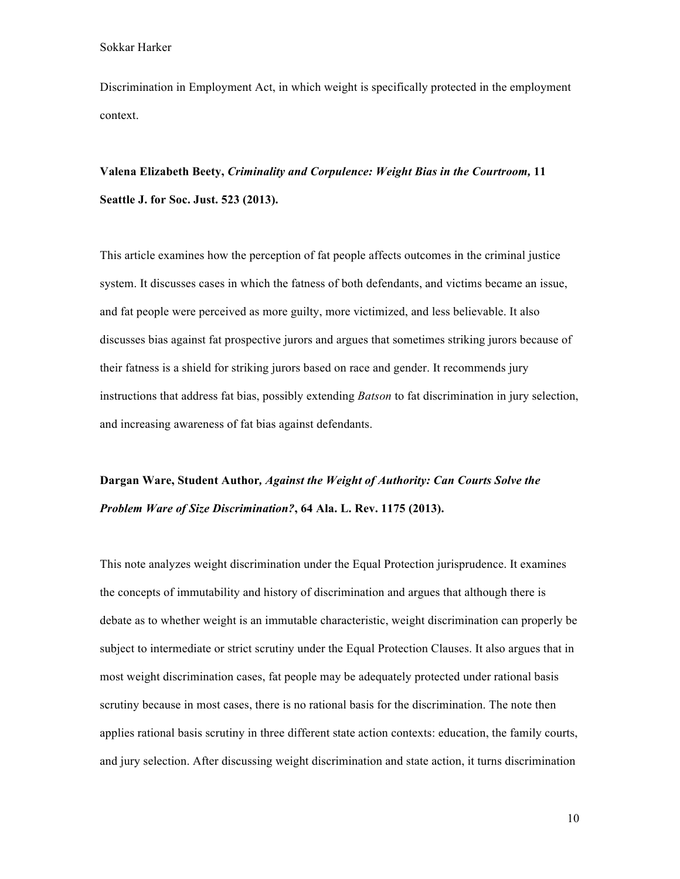Discrimination in Employment Act, in which weight is specifically protected in the employment context.

**Valena Elizabeth Beety, *Criminality and Corpulence: Weight Bias in the Courtroom,* 11 Seattle J. for Soc. Just. 523 (2013).**

This article examines how the perception of fat people affects outcomes in the criminal justice system. It discusses cases in which the fatness of both defendants, and victims became an issue, and fat people were perceived as more guilty, more victimized, and less believable. It also discusses bias against fat prospective jurors and argues that sometimes striking jurors because of their fatness is a shield for striking jurors based on race and gender. It recommends jury instructions that address fat bias, possibly extending *Batson* to fat discrimination in jury selection, and increasing awareness of fat bias against defendants.

**Dargan Ware, Student Author*, Against the Weight of Authority: Can Courts Solve the Problem Ware of Size Discrimination?*, 64 Ala. L. Rev. 1175 (2013).**

This note analyzes weight discrimination under the Equal Protection jurisprudence. It examines the concepts of immutability and history of discrimination and argues that although there is debate as to whether weight is an immutable characteristic, weight discrimination can properly be subject to intermediate or strict scrutiny under the Equal Protection Clauses. It also argues that in most weight discrimination cases, fat people may be adequately protected under rational basis scrutiny because in most cases, there is no rational basis for the discrimination. The note then applies rational basis scrutiny in three different state action contexts: education, the family courts, and jury selection. After discussing weight discrimination and state action, it turns discrimination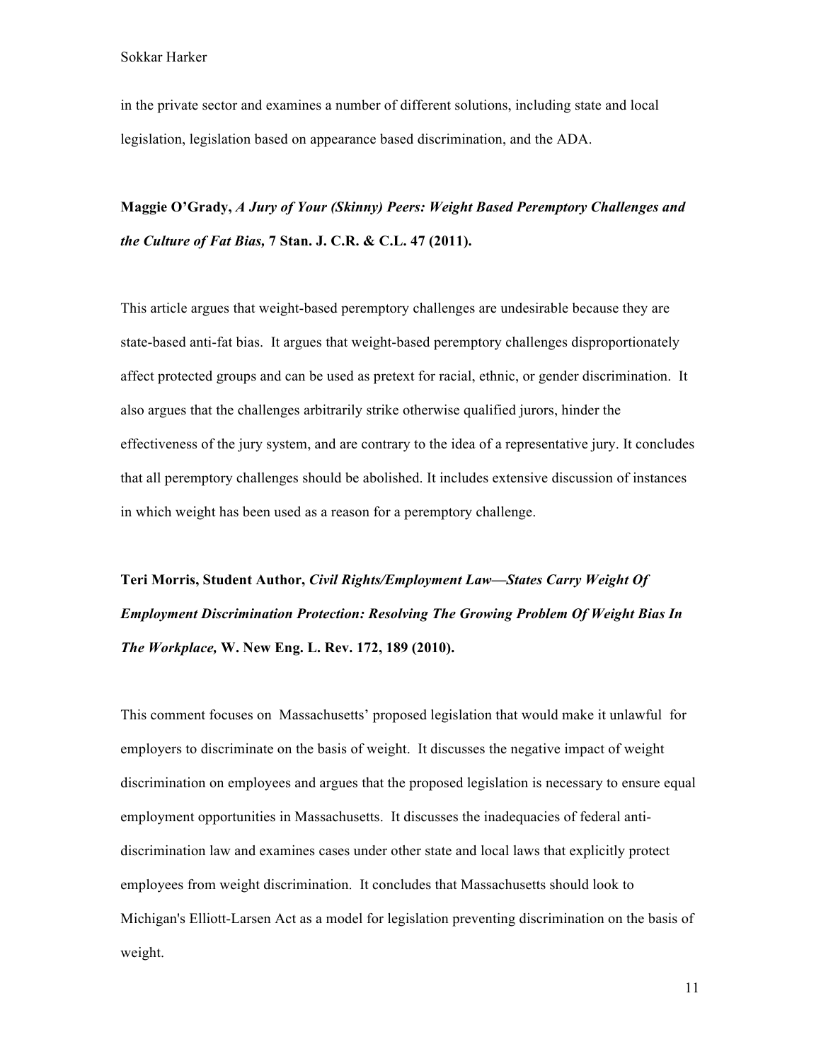in the private sector and examines a number of different solutions, including state and local legislation, legislation based on appearance based discrimination, and the ADA.

**Maggie O'Grady, *A Jury of Your (Skinny) Peers: Weight Based Peremptory Challenges and the Culture of Fat Bias,* 7 Stan. J. C.R. & C.L. 47 (2011).**

This article argues that weight-based peremptory challenges are undesirable because they are state-based anti-fat bias. It argues that weight-based peremptory challenges disproportionately affect protected groups and can be used as pretext for racial, ethnic, or gender discrimination. It also argues that the challenges arbitrarily strike otherwise qualified jurors, hinder the effectiveness of the jury system, and are contrary to the idea of a representative jury. It concludes that all peremptory challenges should be abolished. It includes extensive discussion of instances in which weight has been used as a reason for a peremptory challenge.

**Teri Morris, Student Author, *Civil Rights/Employment Law—States Carry Weight Of Employment Discrimination Protection: Resolving The Growing Problem Of Weight Bias In The Workplace,* W. New Eng. L. Rev. 172, 189 (2010).**

This comment focuses on Massachusetts' proposed legislation that would make it unlawful for employers to discriminate on the basis of weight. It discusses the negative impact of weight discrimination on employees and argues that the proposed legislation is necessary to ensure equal employment opportunities in Massachusetts. It discusses the inadequacies of federal anti-discrimination law and examines cases under other state and local laws that explicitly protect employees from weight discrimination. It concludes that Massachusetts should look to Michigan's Elliott-Larsen Act as a model for legislation preventing discrimination on the basis of weight.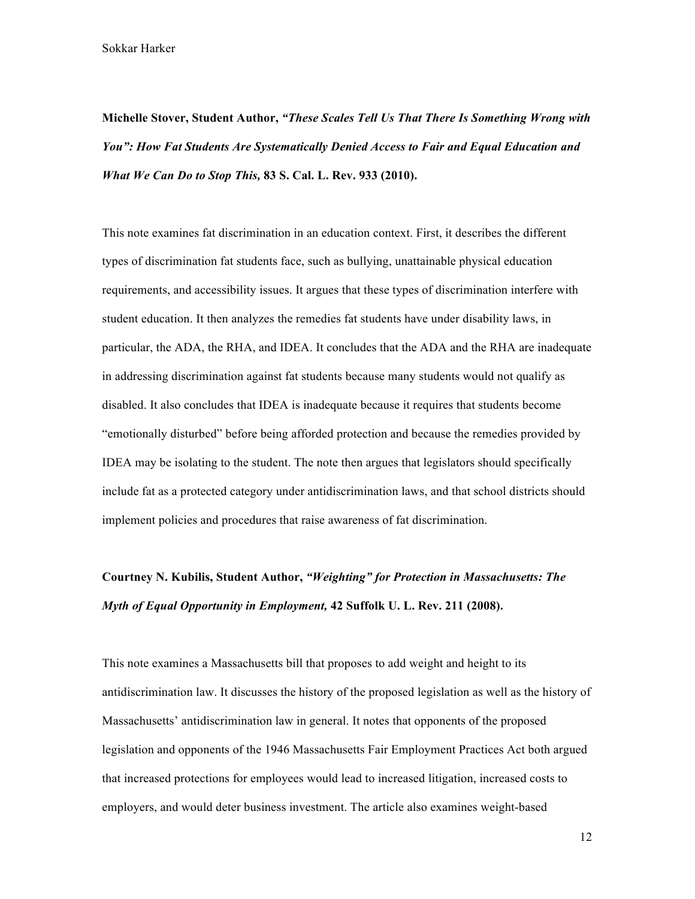**Michelle Stover, Student Author, *"These Scales Tell Us That There Is Something Wrong with You": How Fat Students Are Systematically Denied Access to Fair and Equal Education and What We Can Do to Stop This,* 83 S. Cal. L. Rev. 933 (2010).**

This note examines fat discrimination in an education context. First, it describes the different types of discrimination fat students face, such as bullying, unattainable physical education requirements, and accessibility issues. It argues that these types of discrimination interfere with student education. It then analyzes the remedies fat students have under disability laws, in particular, the ADA, the RHA, and IDEA. It concludes that the ADA and the RHA are inadequate in addressing discrimination against fat students because many students would not qualify as disabled. It also concludes that IDEA is inadequate because it requires that students become "emotionally disturbed" before being afforded protection and because the remedies provided by IDEA may be isolating to the student. The note then argues that legislators should specifically include fat as a protected category under antidiscrimination laws, and that school districts should implement policies and procedures that raise awareness of fat discrimination.

**Courtney N. Kubilis, Student Author, *"Weighting" for Protection in Massachusetts: The Myth of Equal Opportunity in Employment,* 42 Suffolk U. L. Rev. 211 (2008).**

This note examines a Massachusetts bill that proposes to add weight and height to its antidiscrimination law. It discusses the history of the proposed legislation as well as the history of Massachusetts' antidiscrimination law in general. It notes that opponents of the proposed legislation and opponents of the 1946 Massachusetts Fair Employment Practices Act both argued that increased protections for employees would lead to increased litigation, increased costs to employers, and would deter business investment. The article also examines weight-based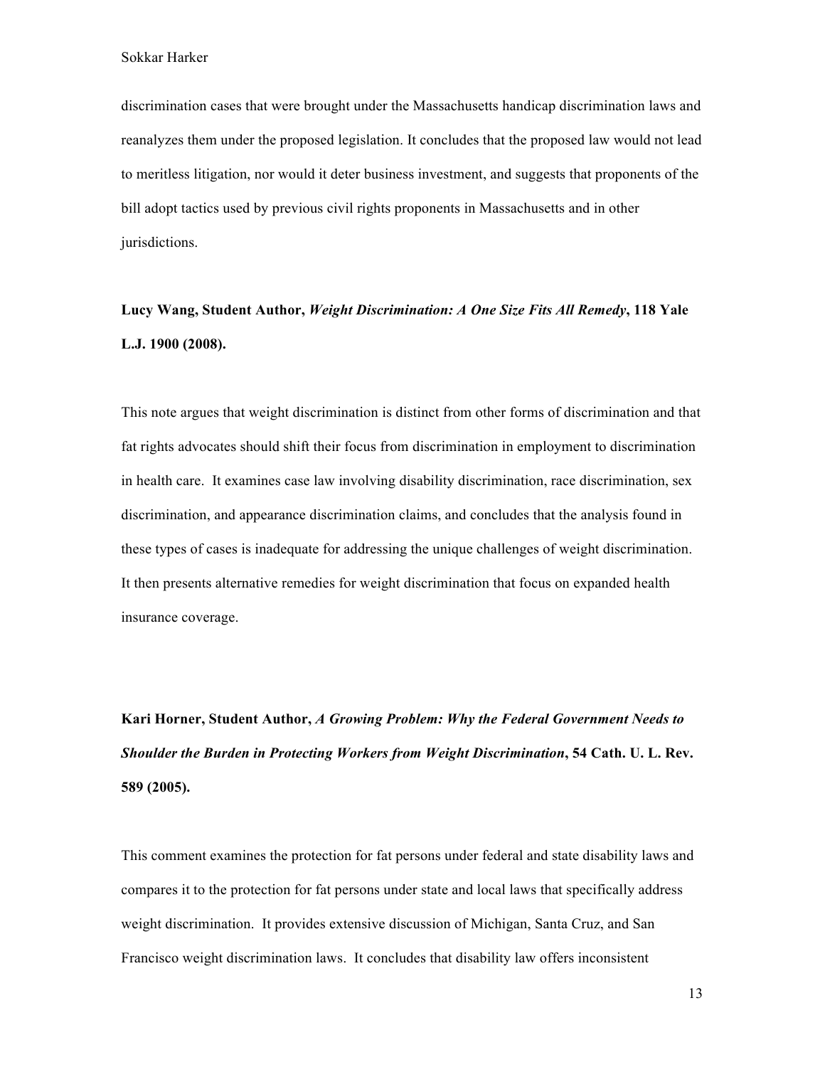discrimination cases that were brought under the Massachusetts handicap discrimination laws and reanalyzes them under the proposed legislation. It concludes that the proposed law would not lead to meritless litigation, nor would it deter business investment, and suggests that proponents of the bill adopt tactics used by previous civil rights proponents in Massachusetts and in other jurisdictions.

**Lucy Wang, Student Author, *Weight Discrimination: A One Size Fits All Remedy*, 118 Yale L.J. 1900 (2008).**

This note argues that weight discrimination is distinct from other forms of discrimination and that fat rights advocates should shift their focus from discrimination in employment to discrimination in health care. It examines case law involving disability discrimination, race discrimination, sex discrimination, and appearance discrimination claims, and concludes that the analysis found in these types of cases is inadequate for addressing the unique challenges of weight discrimination. It then presents alternative remedies for weight discrimination that focus on expanded health insurance coverage.

**Kari Horner, Student Author, *A Growing Problem: Why the Federal Government Needs to Shoulder the Burden in Protecting Workers from Weight Discrimination*, 54 Cath. U. L. Rev. 589 (2005).**

This comment examines the protection for fat persons under federal and state disability laws and compares it to the protection for fat persons under state and local laws that specifically address weight discrimination. It provides extensive discussion of Michigan, Santa Cruz, and San Francisco weight discrimination laws. It concludes that disability law offers inconsistent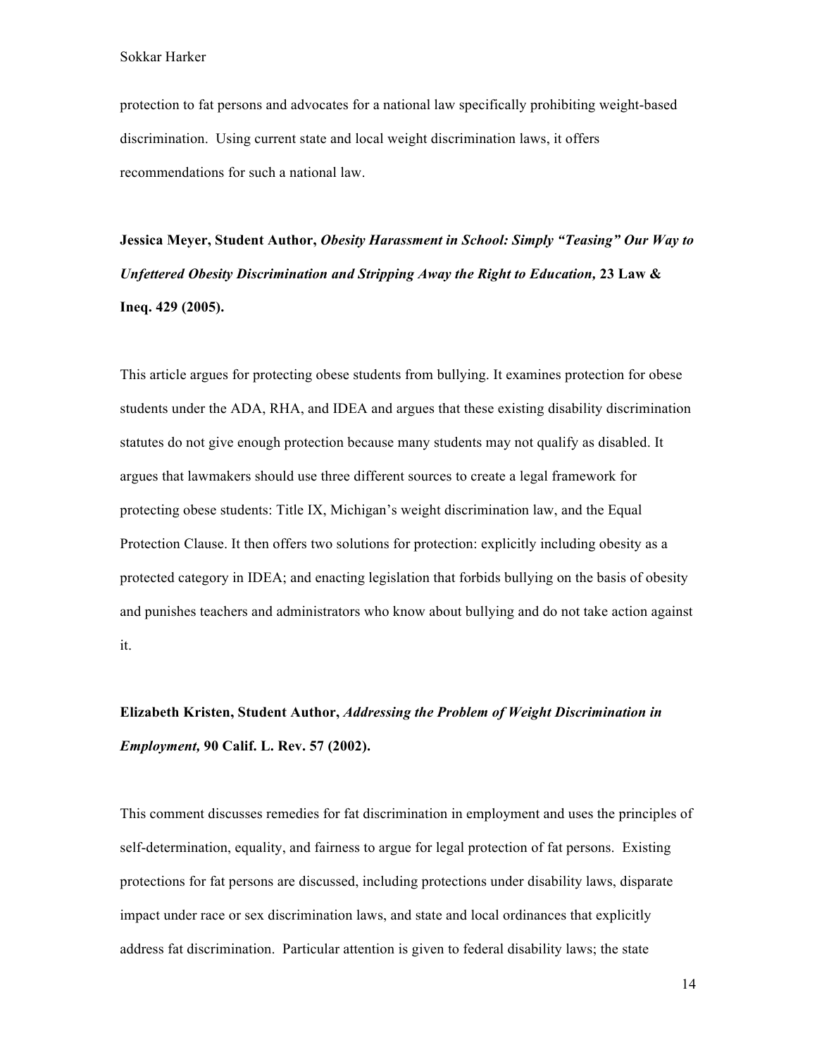protection to fat persons and advocates for a national law specifically prohibiting weight-based discrimination. Using current state and local weight discrimination laws, it offers recommendations for such a national law.

**Jessica Meyer, Student Author, *Obesity Harassment in School: Simply "Teasing" Our Way to Unfettered Obesity Discrimination and Stripping Away the Right to Education*, 23 Law & Ineq. 429 (2005).**

This article argues for protecting obese students from bullying. It examines protection for obese students under the ADA, RHA, and IDEA and argues that these existing disability discrimination statutes do not give enough protection because many students may not qualify as disabled. It argues that lawmakers should use three different sources to create a legal framework for protecting obese students: Title IX, Michigan's weight discrimination law, and the Equal Protection Clause. It then offers two solutions for protection: explicitly including obesity as a protected category in IDEA; and enacting legislation that forbids bullying on the basis of obesity and punishes teachers and administrators who know about bullying and do not take action against it.

**Elizabeth Kristen, Student Author, *Addressing the Problem of Weight Discrimination in Employment,* 90 Calif. L. Rev. 57 (2002).**

This comment discusses remedies for fat discrimination in employment and uses the principles of self-determination, equality, and fairness to argue for legal protection of fat persons. Existing protections for fat persons are discussed, including protections under disability laws, disparate impact under race or sex discrimination laws, and state and local ordinances that explicitly address fat discrimination. Particular attention is given to federal disability laws; the state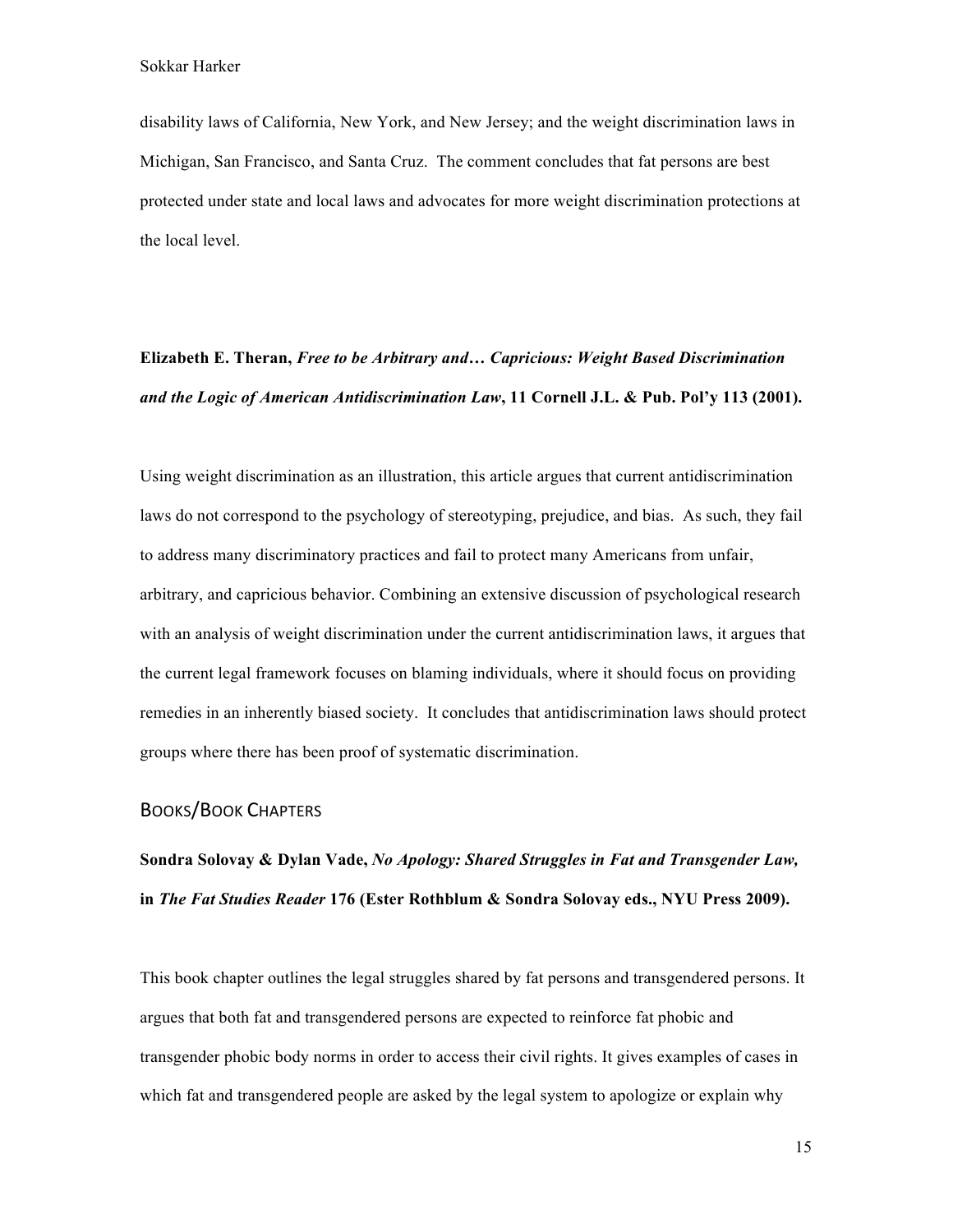disability laws of California, New York, and New Jersey; and the weight discrimination laws in Michigan, San Francisco, and Santa Cruz. The comment concludes that fat persons are best protected under state and local laws and advocates for more weight discrimination protections at the local level.

**Elizabeth E. Theran, *Free to be Arbitrary and… Capricious: Weight Based Discrimination and the Logic of American Antidiscrimination Law*, 11 Cornell J.L. & Pub. Pol'y 113 (2001).**

Using weight discrimination as an illustration, this article argues that current antidiscrimination laws do not correspond to the psychology of stereotyping, prejudice, and bias. As such, they fail to address many discriminatory practices and fail to protect many Americans from unfair, arbitrary, and capricious behavior. Combining an extensive discussion of psychological research with an analysis of weight discrimination under the current antidiscrimination laws, it argues that the current legal framework focuses on blaming individuals, where it should focus on providing remedies in an inherently biased society. It concludes that antidiscrimination laws should protect groups where there has been proof of systematic discrimination.

## Books/Book Chapters

**Sondra Solovay & Dylan Vade, *No Apology: Shared Struggles in Fat and Transgender Law,* in *The Fat Studies Reader* 176 (Ester Rothblum & Sondra Solovay eds., NYU Press 2009).**

This book chapter outlines the legal struggles shared by fat persons and transgendered persons. It argues that both fat and transgendered persons are expected to reinforce fat phobic and transgender phobic body norms in order to access their civil rights. It gives examples of cases in which fat and transgendered people are asked by the legal system to apologize or explain why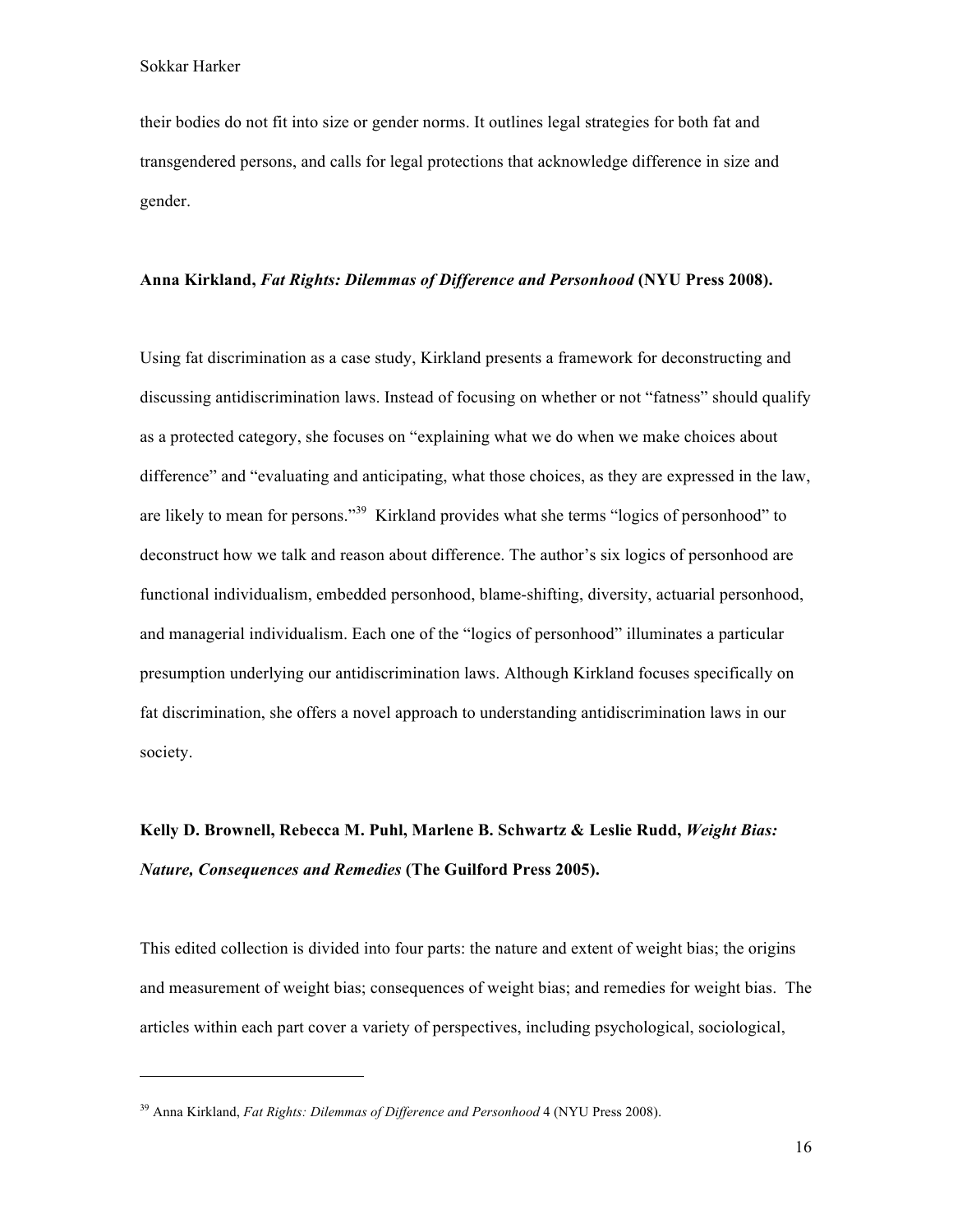their bodies do not fit into size or gender norms. It outlines legal strategies for both fat and transgendered persons, and calls for legal protections that acknowledge difference in size and gender.

**Anna Kirkland, *Fat Rights: Dilemmas of Difference and Personhood* (NYU Press 2008).**

Using fat discrimination as a case study, Kirkland presents a framework for deconstructing and discussing antidiscrimination laws. Instead of focusing on whether or not "fatness" should qualify as a protected category, she focuses on "explaining what we do when we make choices about difference" and "evaluating and anticipating, what those choices, as they are expressed in the law, are likely to mean for persons."[39] Kirkland provides what she terms "logics of personhood" to deconstruct how we talk and reason about difference. The author's six logics of personhood are functional individualism, embedded personhood, blame-shifting, diversity, actuarial personhood, and managerial individualism. Each one of the "logics of personhood" illuminates a particular presumption underlying our antidiscrimination laws. Although Kirkland focuses specifically on fat discrimination, she offers a novel approach to understanding antidiscrimination laws in our society.

**Kelly D. Brownell, Rebecca M. Puhl, Marlene B. Schwartz & Leslie Rudd, *Weight Bias: Nature, Consequences and Remedies* (The Guilford Press 2005).**

This edited collection is divided into four parts: the nature and extent of weight bias; the origins and measurement of weight bias; consequences of weight bias; and remedies for weight bias. The articles within each part cover a variety of perspectives, including psychological, sociological,

---

[39] Anna Kirkland, *Fat Rights: Dilemmas of Difference and Personhood* 4 (NYU Press 2008).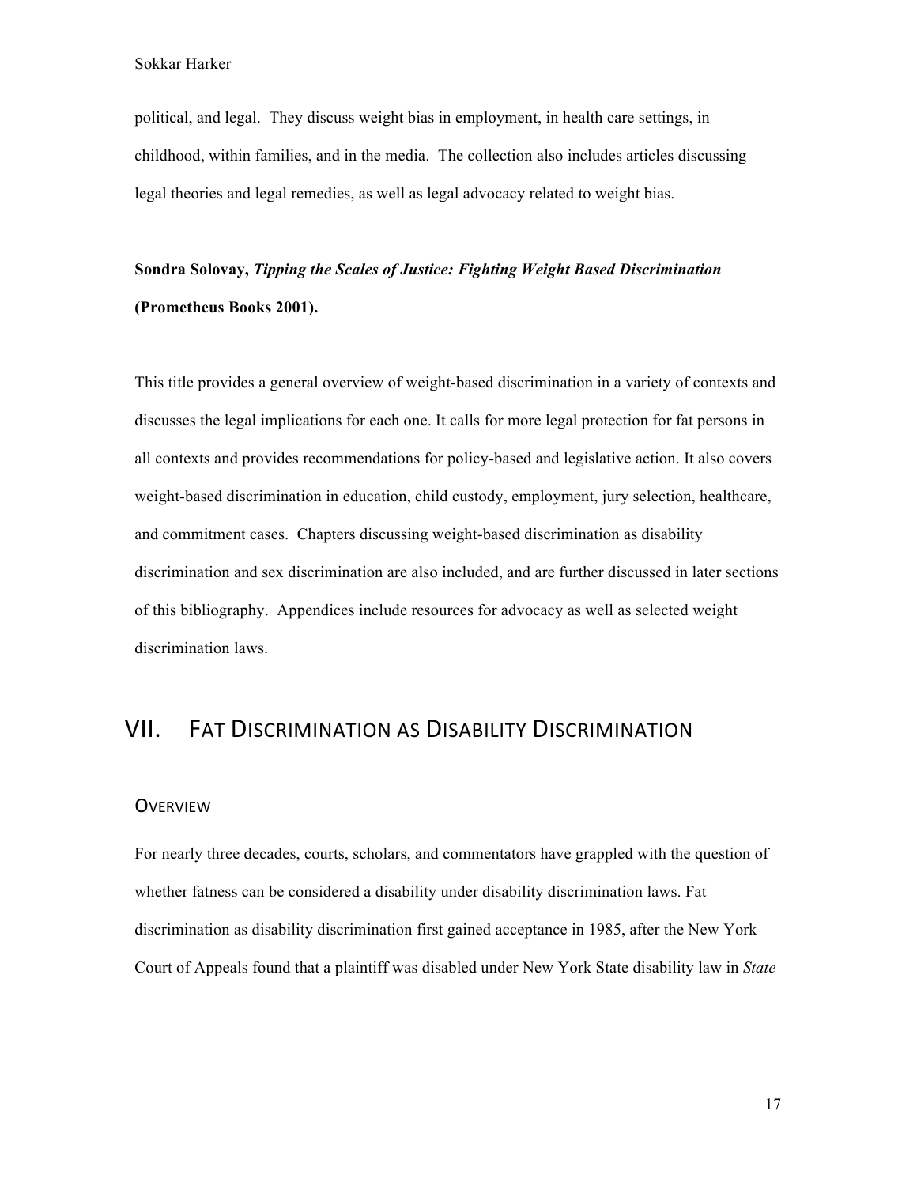political, and legal. They discuss weight bias in employment, in health care settings, in childhood, within families, and in the media. The collection also includes articles discussing legal theories and legal remedies, as well as legal advocacy related to weight bias.

**Sondra Solovay, *Tipping the Scales of Justice: Fighting Weight Based Discrimination* (Prometheus Books 2001).**

This title provides a general overview of weight-based discrimination in a variety of contexts and discusses the legal implications for each one. It calls for more legal protection for fat persons in all contexts and provides recommendations for policy-based and legislative action. It also covers weight-based discrimination in education, child custody, employment, jury selection, healthcare, and commitment cases. Chapters discussing weight-based discrimination as disability discrimination and sex discrimination are also included, and are further discussed in later sections of this bibliography. Appendices include resources for advocacy as well as selected weight discrimination laws.

# VII. Fat Discrimination as Disability Discrimination

## Overview

For nearly three decades, courts, scholars, and commentators have grappled with the question of whether fatness can be considered a disability under disability discrimination laws. Fat discrimination as disability discrimination first gained acceptance in 1985, after the New York Court of Appeals found that a plaintiff was disabled under New York State disability law in *State*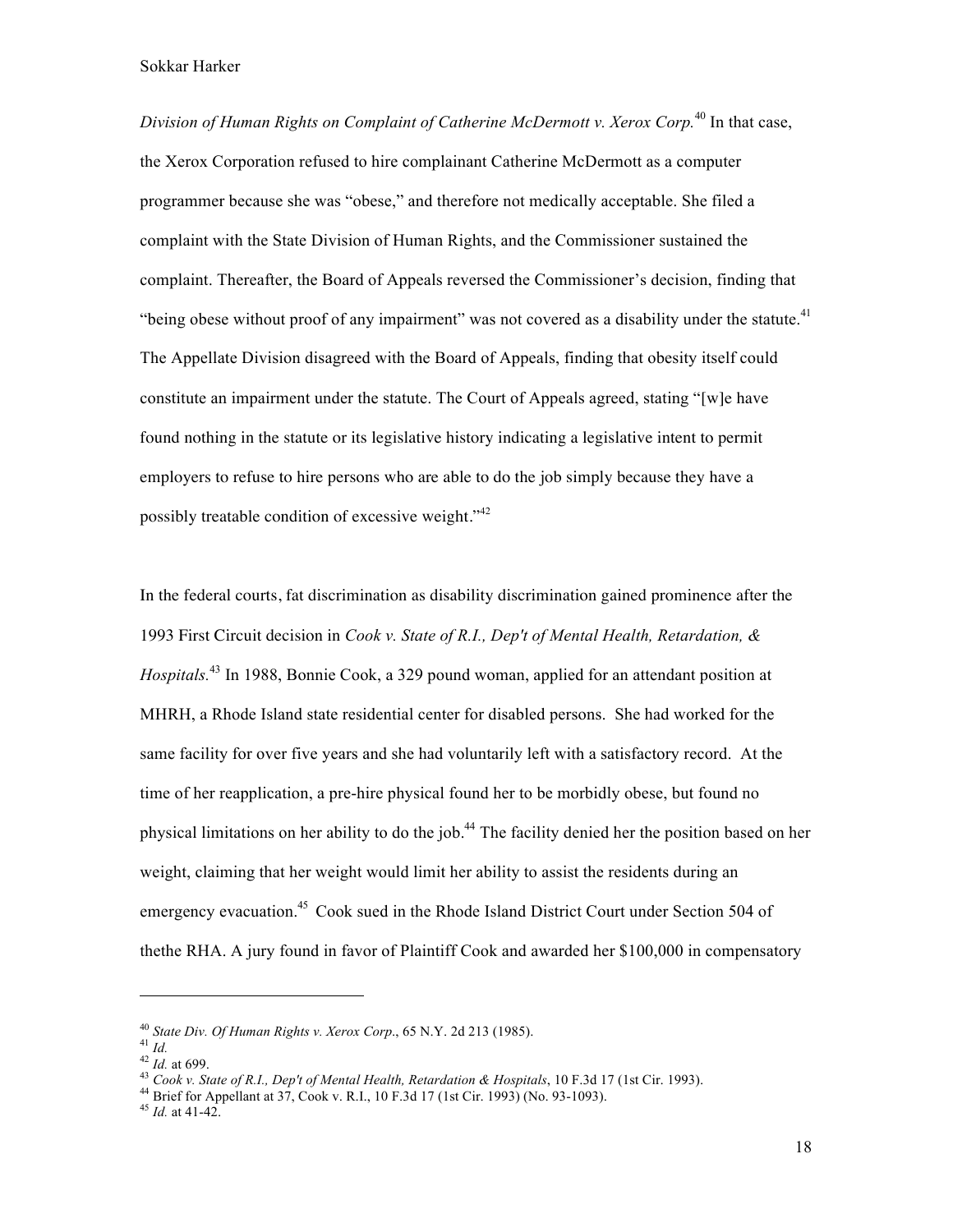*Division of Human Rights on Complaint of Catherine McDermott v. Xerox Corp.*[40] In that case, the Xerox Corporation refused to hire complainant Catherine McDermott as a computer programmer because she was "obese," and therefore not medically acceptable. She filed a complaint with the State Division of Human Rights, and the Commissioner sustained the complaint. Thereafter, the Board of Appeals reversed the Commissioner's decision, finding that "being obese without proof of any impairment" was not covered as a disability under the statute.[41] The Appellate Division disagreed with the Board of Appeals, finding that obesity itself could constitute an impairment under the statute. The Court of Appeals agreed, stating "[w]e have found nothing in the statute or its legislative history indicating a legislative intent to permit employers to refuse to hire persons who are able to do the job simply because they have a possibly treatable condition of excessive weight."[42]

In the federal courts, fat discrimination as disability discrimination gained prominence after the 1993 First Circuit decision in *Cook v. State of R.I., Dep't of Mental Health, Retardation, & Hospitals.*[43] In 1988, Bonnie Cook, a 329 pound woman, applied for an attendant position at MHRH, a Rhode Island state residential center for disabled persons. She had worked for the same facility for over five years and she had voluntarily left with a satisfactory record. At the time of her reapplication, a pre-hire physical found her to be morbidly obese, but found no physical limitations on her ability to do the job.[44] The facility denied her the position based on her weight, claiming that her weight would limit her ability to assist the residents during an emergency evacuation.[45] Cook sued in the Rhode Island District Court under Section 504 of thethe RHA. A jury found in favor of Plaintiff Cook and awarded her $100,000 in compensatory

---

[40] *State Div. Of Human Rights v. Xerox Corp*., 65 N.Y. 2d 213 (1985).
[41] *Id.*
[42] *Id.* at 699.
[43] *Cook v. State of R.I., Dep't of Mental Health, Retardation & Hospitals*, 10 F.3d 17 (1st Cir. 1993).
[44] Brief for Appellant at 37, Cook v. R.I., 10 F.3d 17 (1st Cir. 1993) (No. 93-1093).
[45] *Id.* at 41-42.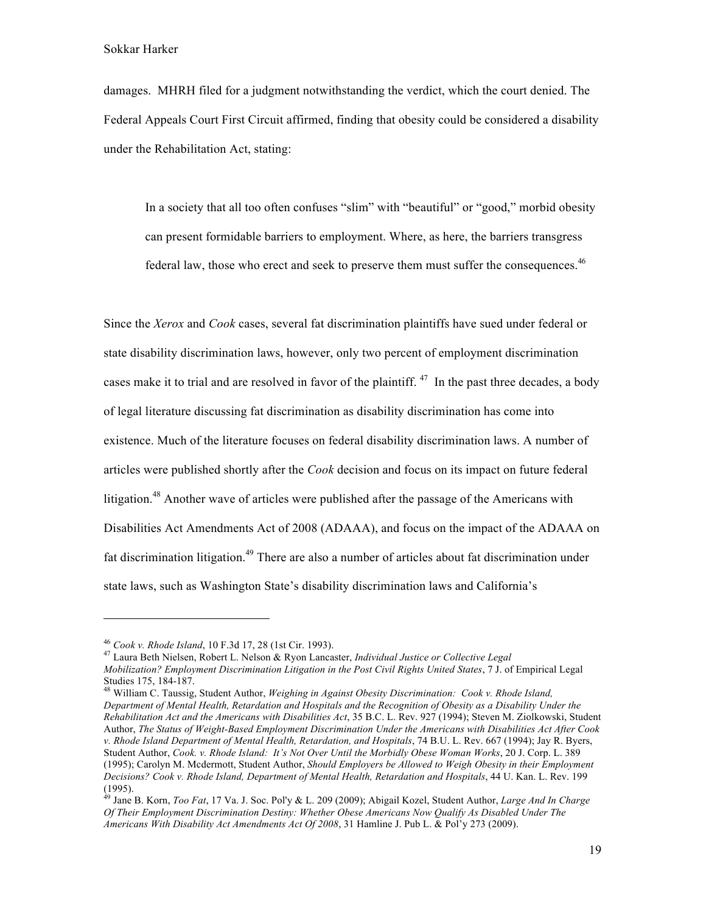damages. MHRH filed for a judgment notwithstanding the verdict, which the court denied. The Federal Appeals Court First Circuit affirmed, finding that obesity could be considered a disability under the Rehabilitation Act, stating:

> In a society that all too often confuses "slim" with "beautiful" or "good," morbid obesity can present formidable barriers to employment. Where, as here, the barriers transgress federal law, those who erect and seek to preserve them must suffer the consequences.[46]

Since the *Xerox* and *Cook* cases, several fat discrimination plaintiffs have sued under federal or state disability discrimination laws, however, only two percent of employment discrimination cases make it to trial and are resolved in favor of the plaintiff. [47] In the past three decades, a body of legal literature discussing fat discrimination as disability discrimination has come into existence. Much of the literature focuses on federal disability discrimination laws. A number of articles were published shortly after the *Cook* decision and focus on its impact on future federal litigation.[48] Another wave of articles were published after the passage of the Americans with Disabilities Act Amendments Act of 2008 (ADAAA), and focus on the impact of the ADAAA on fat discrimination litigation.[49] There are also a number of articles about fat discrimination under state laws, such as Washington State's disability discrimination laws and California's

---

[46] *Cook v. Rhode Island*, 10 F.3d 17, 28 (1st Cir. 1993).

[47] Laura Beth Nielsen, Robert L. Nelson & Ryon Lancaster, *Individual Justice or Collective Legal Mobilization? Employment Discrimination Litigation in the Post Civil Rights United States*, 7 J. of Empirical Legal Studies 175, 184-187.

[48] William C. Taussig, Student Author, *Weighing in Against Obesity Discrimination: Cook v. Rhode Island, Department of Mental Health, Retardation and Hospitals and the Recognition of Obesity as a Disability Under the Rehabilitation Act and the Americans with Disabilities Act*, 35 B.C. L. Rev. 927 (1994); Steven M. Ziolkowski, Student Author, *The Status of Weight-Based Employment Discrimination Under the Americans with Disabilities Act After Cook v. Rhode Island Department of Mental Health, Retardation, and Hospitals*, 74 B.U. L. Rev. 667 (1994); Jay R. Byers, Student Author, *Cook. v. Rhode Island: It's Not Over Until the Morbidly Obese Woman Works*, 20 J. Corp. L. 389 (1995); Carolyn M. Mcdermott, Student Author, *Should Employers be Allowed to Weigh Obesity in their Employment Decisions? Cook v. Rhode Island, Department of Mental Health, Retardation and Hospitals*, 44 U. Kan. L. Rev. 199 (1995).

[49] Jane B. Korn, *Too Fat*, 17 Va. J. Soc. Pol'y & L. 209 (2009); Abigail Kozel, Student Author, *Large And In Charge Of Their Employment Discrimination Destiny: Whether Obese Americans Now Qualify As Disabled Under The Americans With Disability Act Amendments Act Of 2008*, 31 Hamline J. Pub L. & Pol'y 273 (2009).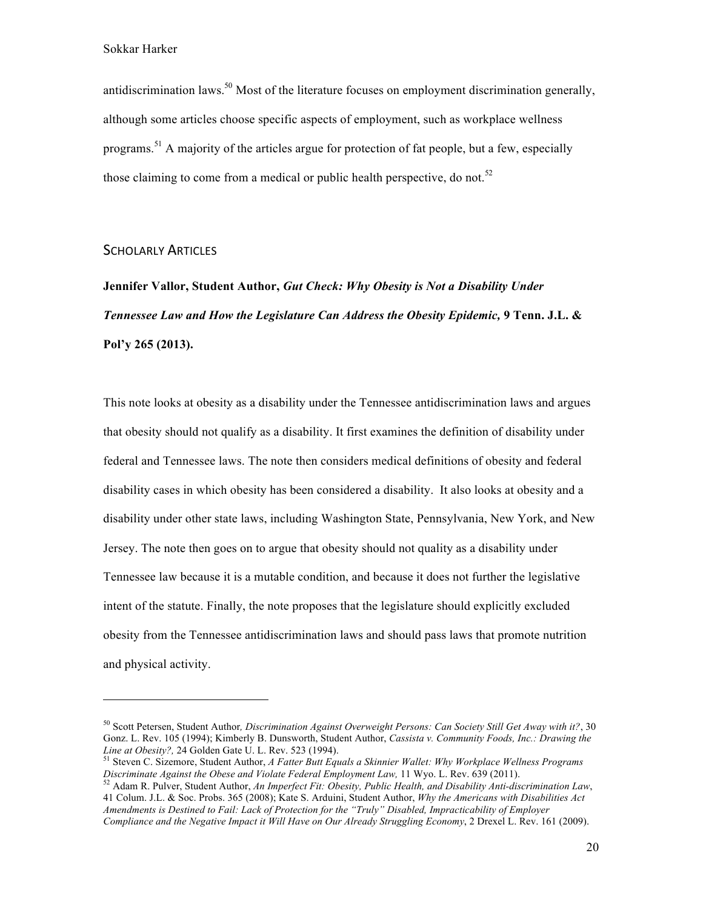antidiscrimination laws.[50] Most of the literature focuses on employment discrimination generally, although some articles choose specific aspects of employment, such as workplace wellness programs.[51] A majority of the articles argue for protection of fat people, but a few, especially those claiming to come from a medical or public health perspective, do not.[52]

## Scholarly Articles

**Jennifer Vallor, Student Author, *Gut Check: Why Obesity is Not a Disability Under Tennessee Law and How the Legislature Can Address the Obesity Epidemic,* 9 Tenn. J.L. & Pol'y 265 (2013).**

This note looks at obesity as a disability under the Tennessee antidiscrimination laws and argues that obesity should not qualify as a disability. It first examines the definition of disability under federal and Tennessee laws. The note then considers medical definitions of obesity and federal disability cases in which obesity has been considered a disability. It also looks at obesity and a disability under other state laws, including Washington State, Pennsylvania, New York, and New Jersey. The note then goes on to argue that obesity should not quality as a disability under Tennessee law because it is a mutable condition, and because it does not further the legislative intent of the statute. Finally, the note proposes that the legislature should explicitly excluded obesity from the Tennessee antidiscrimination laws and should pass laws that promote nutrition and physical activity.

---

[50] Scott Petersen, Student Author*, Discrimination Against Overweight Persons: Can Society Still Get Away with it?*, 30 Gonz. L. Rev. 105 (1994); Kimberly B. Dunsworth, Student Author, *Cassista v. Community Foods, Inc.: Drawing the Line at Obesity?,* 24 Golden Gate U. L. Rev. 523 (1994).

[51] Steven C. Sizemore, Student Author, *A Fatter Butt Equals a Skinnier Wallet: Why Workplace Wellness Programs Discriminate Against the Obese and Violate Federal Employment Law,* 11 Wyo. L. Rev. 639 (2011).

[52] Adam R. Pulver, Student Author, *An Imperfect Fit: Obesity, Public Health, and Disability Anti-discrimination Law*, 41 Colum. J.L. & Soc. Probs. 365 (2008); Kate S. Arduini, Student Author, *Why the Americans with Disabilities Act Amendments is Destined to Fail: Lack of Protection for the "Truly" Disabled, Impracticability of Employer Compliance and the Negative Impact it Will Have on Our Already Struggling Economy*, 2 Drexel L. Rev. 161 (2009).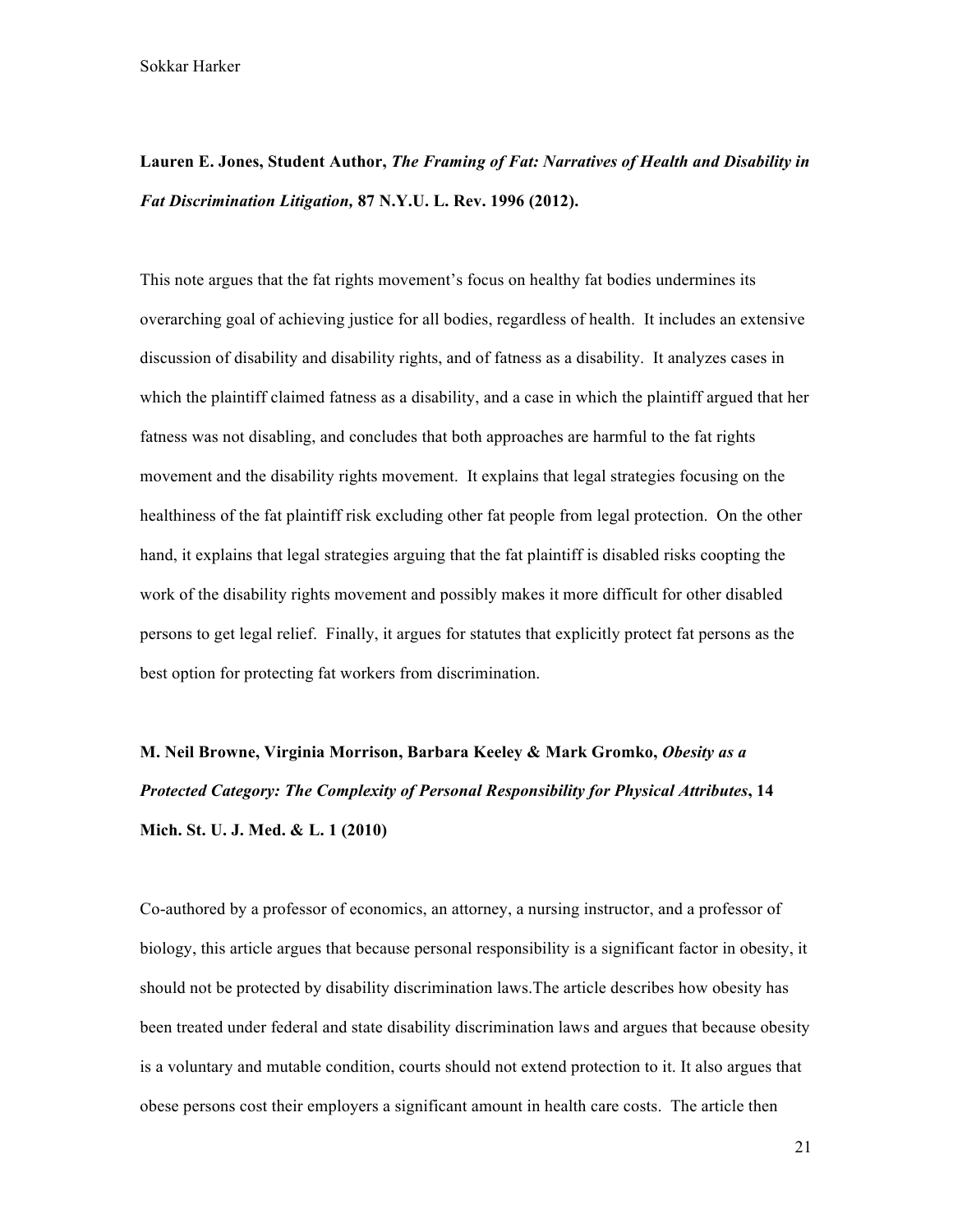**Lauren E. Jones, Student Author, *The Framing of Fat: Narratives of Health and Disability in Fat Discrimination Litigation,* 87 N.Y.U. L. Rev. 1996 (2012).**

This note argues that the fat rights movement's focus on healthy fat bodies undermines its overarching goal of achieving justice for all bodies, regardless of health. It includes an extensive discussion of disability and disability rights, and of fatness as a disability. It analyzes cases in which the plaintiff claimed fatness as a disability, and a case in which the plaintiff argued that her fatness was not disabling, and concludes that both approaches are harmful to the fat rights movement and the disability rights movement. It explains that legal strategies focusing on the healthiness of the fat plaintiff risk excluding other fat people from legal protection. On the other hand, it explains that legal strategies arguing that the fat plaintiff is disabled risks coopting the work of the disability rights movement and possibly makes it more difficult for other disabled persons to get legal relief. Finally, it argues for statutes that explicitly protect fat persons as the best option for protecting fat workers from discrimination.

**M. Neil Browne, Virginia Morrison, Barbara Keeley & Mark Gromko, *Obesity as a Protected Category: The Complexity of Personal Responsibility for Physical Attributes*, 14 Mich. St. U. J. Med. & L. 1 (2010)**

Co-authored by a professor of economics, an attorney, a nursing instructor, and a professor of biology, this article argues that because personal responsibility is a significant factor in obesity, it should not be protected by disability discrimination laws.The article describes how obesity has been treated under federal and state disability discrimination laws and argues that because obesity is a voluntary and mutable condition, courts should not extend protection to it. It also argues that obese persons cost their employers a significant amount in health care costs. The article then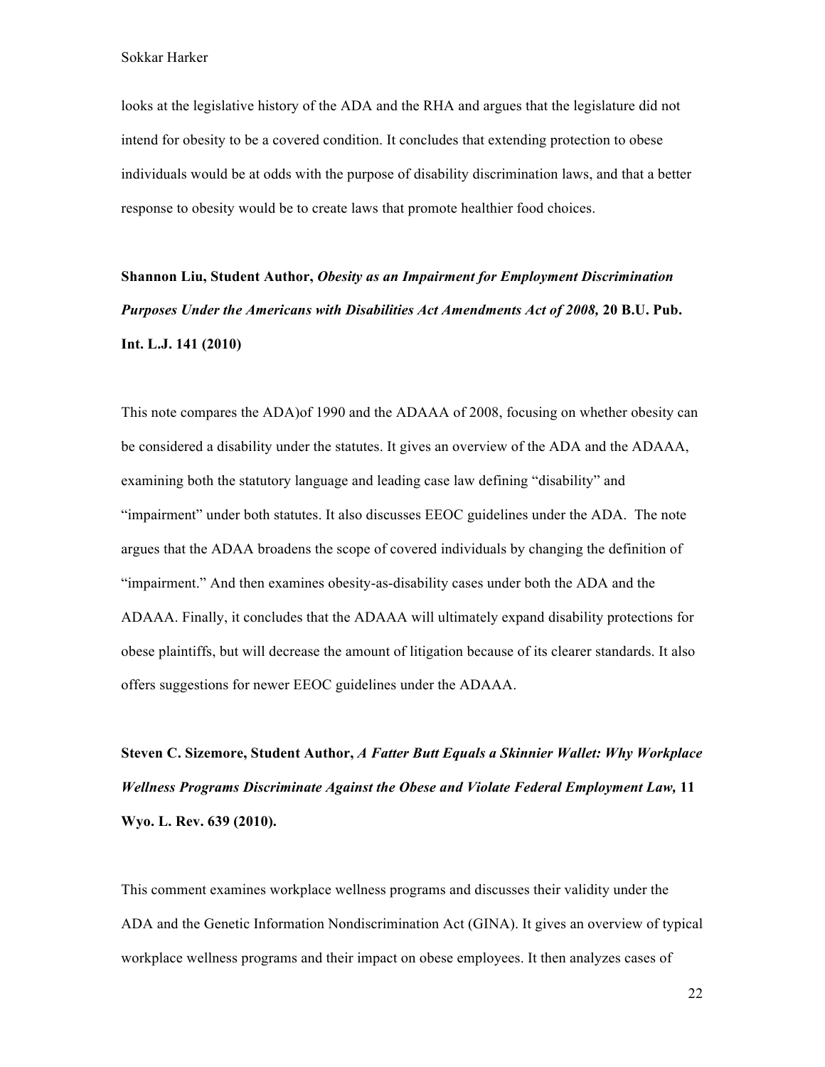looks at the legislative history of the ADA and the RHA and argues that the legislature did not intend for obesity to be a covered condition. It concludes that extending protection to obese individuals would be at odds with the purpose of disability discrimination laws, and that a better response to obesity would be to create laws that promote healthier food choices.

**Shannon Liu, Student Author, *Obesity as an Impairment for Employment Discrimination Purposes Under the Americans with Disabilities Act Amendments Act of 2008,* 20 B.U. Pub. Int. L.J. 141 (2010)**

This note compares the ADA)of 1990 and the ADAAA of 2008, focusing on whether obesity can be considered a disability under the statutes. It gives an overview of the ADA and the ADAAA, examining both the statutory language and leading case law defining "disability" and "impairment" under both statutes. It also discusses EEOC guidelines under the ADA. The note argues that the ADAA broadens the scope of covered individuals by changing the definition of "impairment." And then examines obesity-as-disability cases under both the ADA and the ADAAA. Finally, it concludes that the ADAAA will ultimately expand disability protections for obese plaintiffs, but will decrease the amount of litigation because of its clearer standards. It also offers suggestions for newer EEOC guidelines under the ADAAA.

**Steven C. Sizemore, Student Author, *A Fatter Butt Equals a Skinnier Wallet: Why Workplace Wellness Programs Discriminate Against the Obese and Violate Federal Employment Law,* 11 Wyo. L. Rev. 639 (2010).**

This comment examines workplace wellness programs and discusses their validity under the ADA and the Genetic Information Nondiscrimination Act (GINA). It gives an overview of typical workplace wellness programs and their impact on obese employees. It then analyzes cases of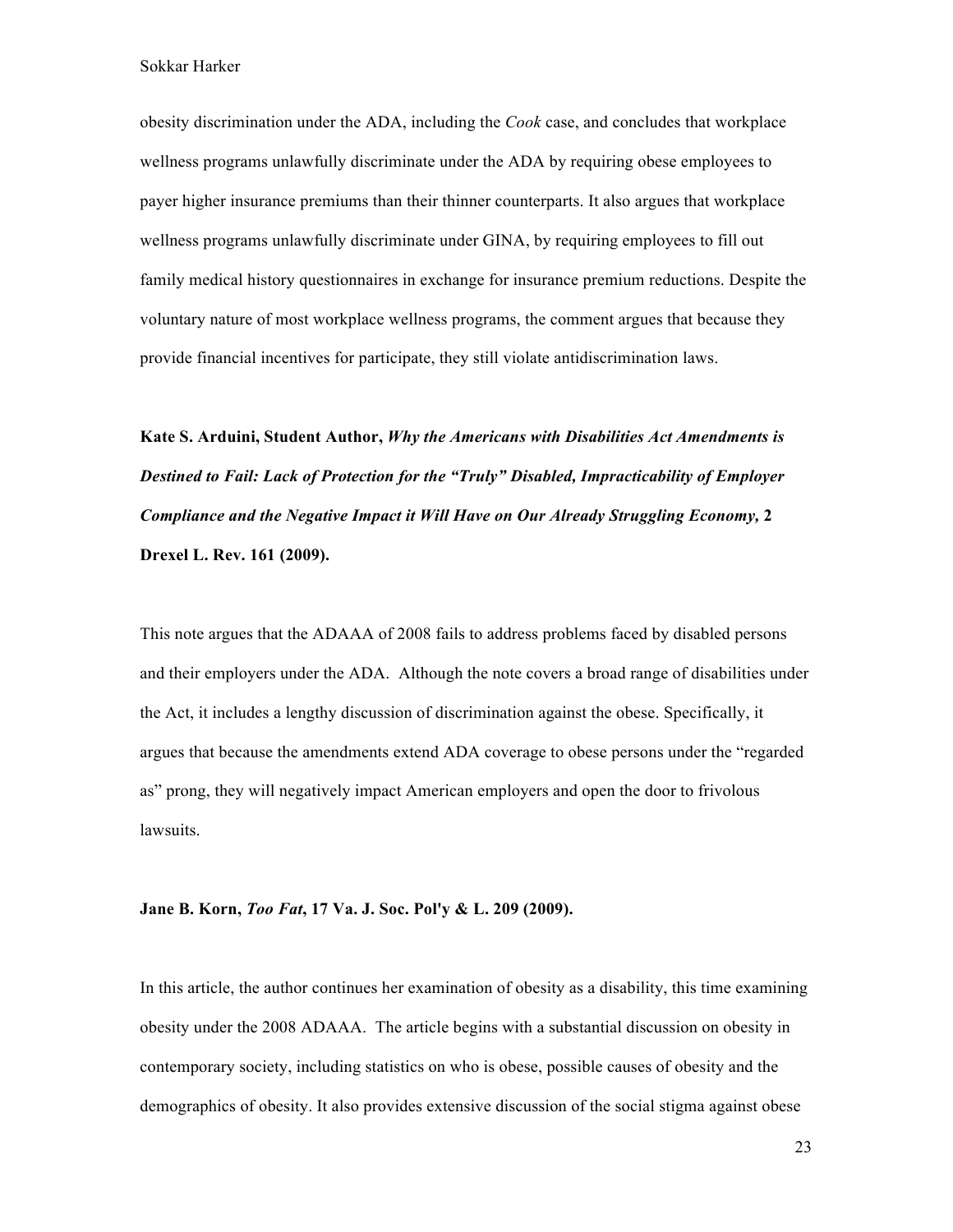obesity discrimination under the ADA, including the *Cook* case, and concludes that workplace wellness programs unlawfully discriminate under the ADA by requiring obese employees to payer higher insurance premiums than their thinner counterparts. It also argues that workplace wellness programs unlawfully discriminate under GINA, by requiring employees to fill out family medical history questionnaires in exchange for insurance premium reductions. Despite the voluntary nature of most workplace wellness programs, the comment argues that because they provide financial incentives for participate, they still violate antidiscrimination laws.

**Kate S. Arduini, Student Author, *Why the Americans with Disabilities Act Amendments is Destined to Fail: Lack of Protection for the "Truly" Disabled, Impracticability of Employer Compliance and the Negative Impact it Will Have on Our Already Struggling Economy,* 2 Drexel L. Rev. 161 (2009).**

This note argues that the ADAAA of 2008 fails to address problems faced by disabled persons and their employers under the ADA. Although the note covers a broad range of disabilities under the Act, it includes a lengthy discussion of discrimination against the obese. Specifically, it argues that because the amendments extend ADA coverage to obese persons under the "regarded as" prong, they will negatively impact American employers and open the door to frivolous lawsuits.

**Jane B. Korn, *Too Fat*, 17 Va. J. Soc. Pol'y & L. 209 (2009).**

In this article, the author continues her examination of obesity as a disability, this time examining obesity under the 2008 ADAAA. The article begins with a substantial discussion on obesity in contemporary society, including statistics on who is obese, possible causes of obesity and the demographics of obesity. It also provides extensive discussion of the social stigma against obese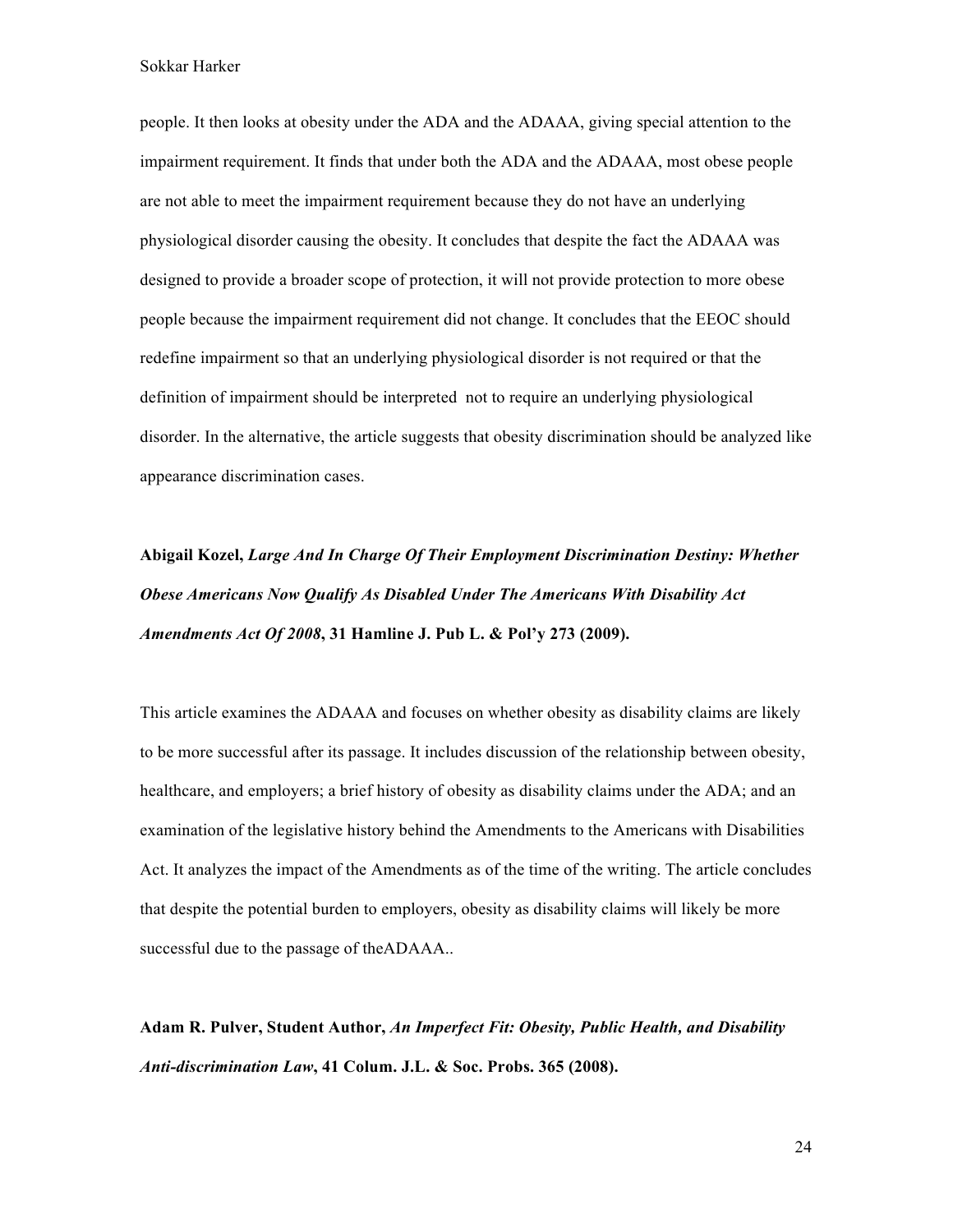people. It then looks at obesity under the ADA and the ADAAA, giving special attention to the impairment requirement. It finds that under both the ADA and the ADAAA, most obese people are not able to meet the impairment requirement because they do not have an underlying physiological disorder causing the obesity. It concludes that despite the fact the ADAAA was designed to provide a broader scope of protection, it will not provide protection to more obese people because the impairment requirement did not change. It concludes that the EEOC should redefine impairment so that an underlying physiological disorder is not required or that the definition of impairment should be interpreted  not to require an underlying physiological disorder. In the alternative, the article suggests that obesity discrimination should be analyzed like appearance discrimination cases.

**Abigail Kozel, *Large And In Charge Of Their Employment Discrimination Destiny: Whether Obese Americans Now Qualify As Disabled Under The Americans With Disability Act Amendments Act Of 2008*, 31 Hamline J. Pub L. & Pol'y 273 (2009).**

This article examines the ADAAA and focuses on whether obesity as disability claims are likely to be more successful after its passage. It includes discussion of the relationship between obesity, healthcare, and employers; a brief history of obesity as disability claims under the ADA; and an examination of the legislative history behind the Amendments to the Americans with Disabilities Act. It analyzes the impact of the Amendments as of the time of the writing. The article concludes that despite the potential burden to employers, obesity as disability claims will likely be more successful due to the passage of theADAAA..

**Adam R. Pulver, Student Author, *An Imperfect Fit: Obesity, Public Health, and Disability Anti-discrimination Law*, 41 Colum. J.L. & Soc. Probs. 365 (2008).**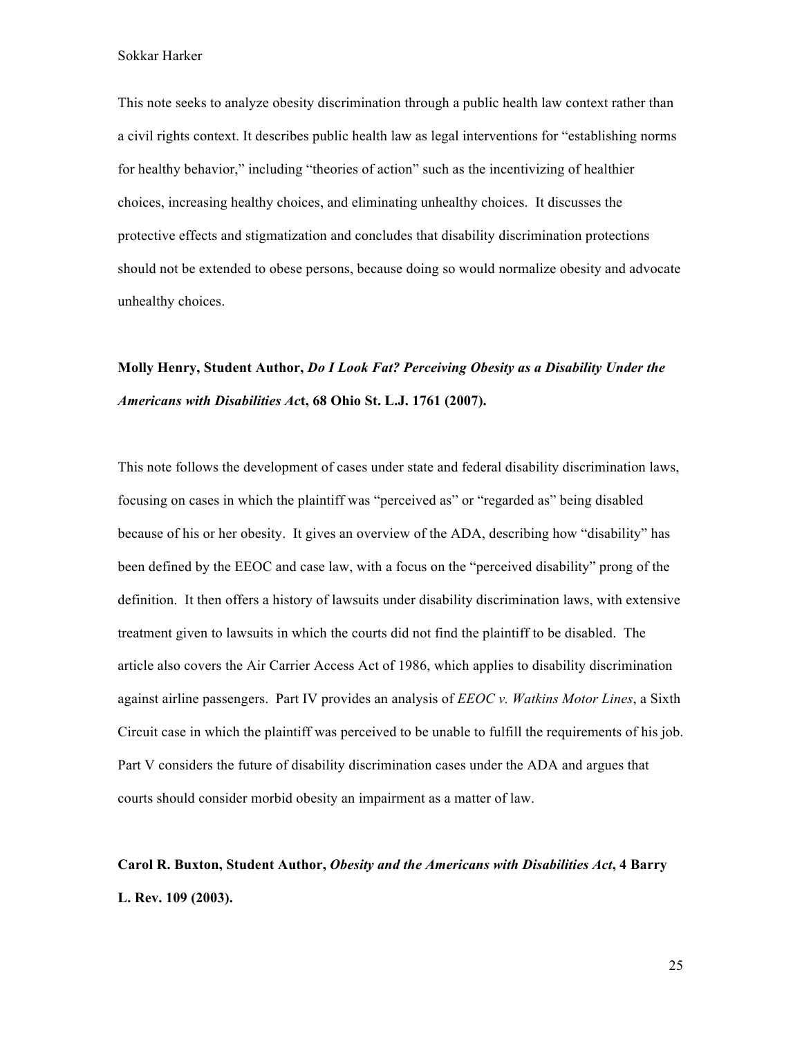This note seeks to analyze obesity discrimination through a public health law context rather than a civil rights context. It describes public health law as legal interventions for "establishing norms for healthy behavior," including "theories of action" such as the incentivizing of healthier choices, increasing healthy choices, and eliminating unhealthy choices. It discusses the protective effects and stigmatization and concludes that disability discrimination protections should not be extended to obese persons, because doing so would normalize obesity and advocate unhealthy choices.

**Molly Henry, Student Author, *Do I Look Fat? Perceiving Obesity as a Disability Under the Americans with Disabilities Ac*t, 68 Ohio St. L.J. 1761 (2007).**

This note follows the development of cases under state and federal disability discrimination laws, focusing on cases in which the plaintiff was "perceived as" or "regarded as" being disabled because of his or her obesity. It gives an overview of the ADA, describing how "disability" has been defined by the EEOC and case law, with a focus on the "perceived disability" prong of the definition. It then offers a history of lawsuits under disability discrimination laws, with extensive treatment given to lawsuits in which the courts did not find the plaintiff to be disabled. The article also covers the Air Carrier Access Act of 1986, which applies to disability discrimination against airline passengers. Part IV provides an analysis of *EEOC v. Watkins Motor Lines*, a Sixth Circuit case in which the plaintiff was perceived to be unable to fulfill the requirements of his job. Part V considers the future of disability discrimination cases under the ADA and argues that courts should consider morbid obesity an impairment as a matter of law.

**Carol R. Buxton, Student Author, *Obesity and the Americans with Disabilities Act*, 4 Barry L. Rev. 109 (2003).**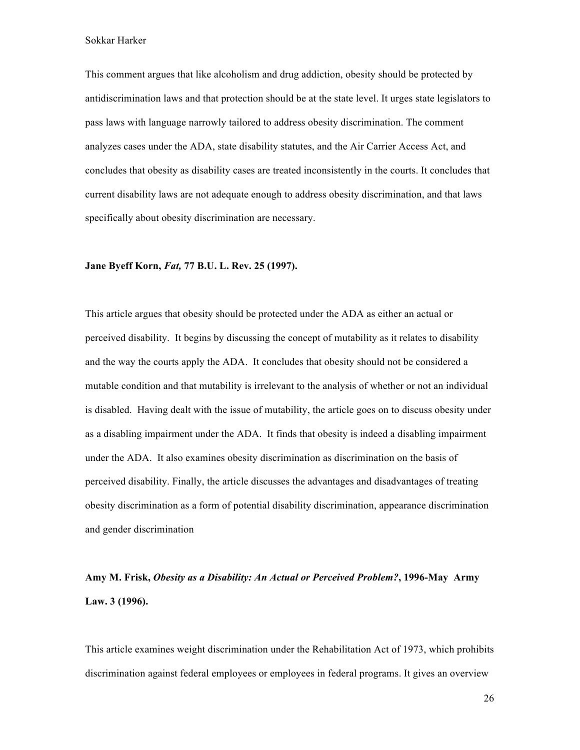This comment argues that like alcoholism and drug addiction, obesity should be protected by antidiscrimination laws and that protection should be at the state level. It urges state legislators to pass laws with language narrowly tailored to address obesity discrimination. The comment analyzes cases under the ADA, state disability statutes, and the Air Carrier Access Act, and concludes that obesity as disability cases are treated inconsistently in the courts. It concludes that current disability laws are not adequate enough to address obesity discrimination, and that laws specifically about obesity discrimination are necessary.

**Jane Byeff Korn, *Fat,* 77 B.U. L. Rev. 25 (1997).**

This article argues that obesity should be protected under the ADA as either an actual or perceived disability. It begins by discussing the concept of mutability as it relates to disability and the way the courts apply the ADA. It concludes that obesity should not be considered a mutable condition and that mutability is irrelevant to the analysis of whether or not an individual is disabled. Having dealt with the issue of mutability, the article goes on to discuss obesity under as a disabling impairment under the ADA. It finds that obesity is indeed a disabling impairment under the ADA. It also examines obesity discrimination as discrimination on the basis of perceived disability. Finally, the article discusses the advantages and disadvantages of treating obesity discrimination as a form of potential disability discrimination, appearance discrimination and gender discrimination

**Amy M. Frisk, *Obesity as a Disability: An Actual or Perceived Problem?*, 1996-May Army Law. 3 (1996).**

This article examines weight discrimination under the Rehabilitation Act of 1973, which prohibits discrimination against federal employees or employees in federal programs. It gives an overview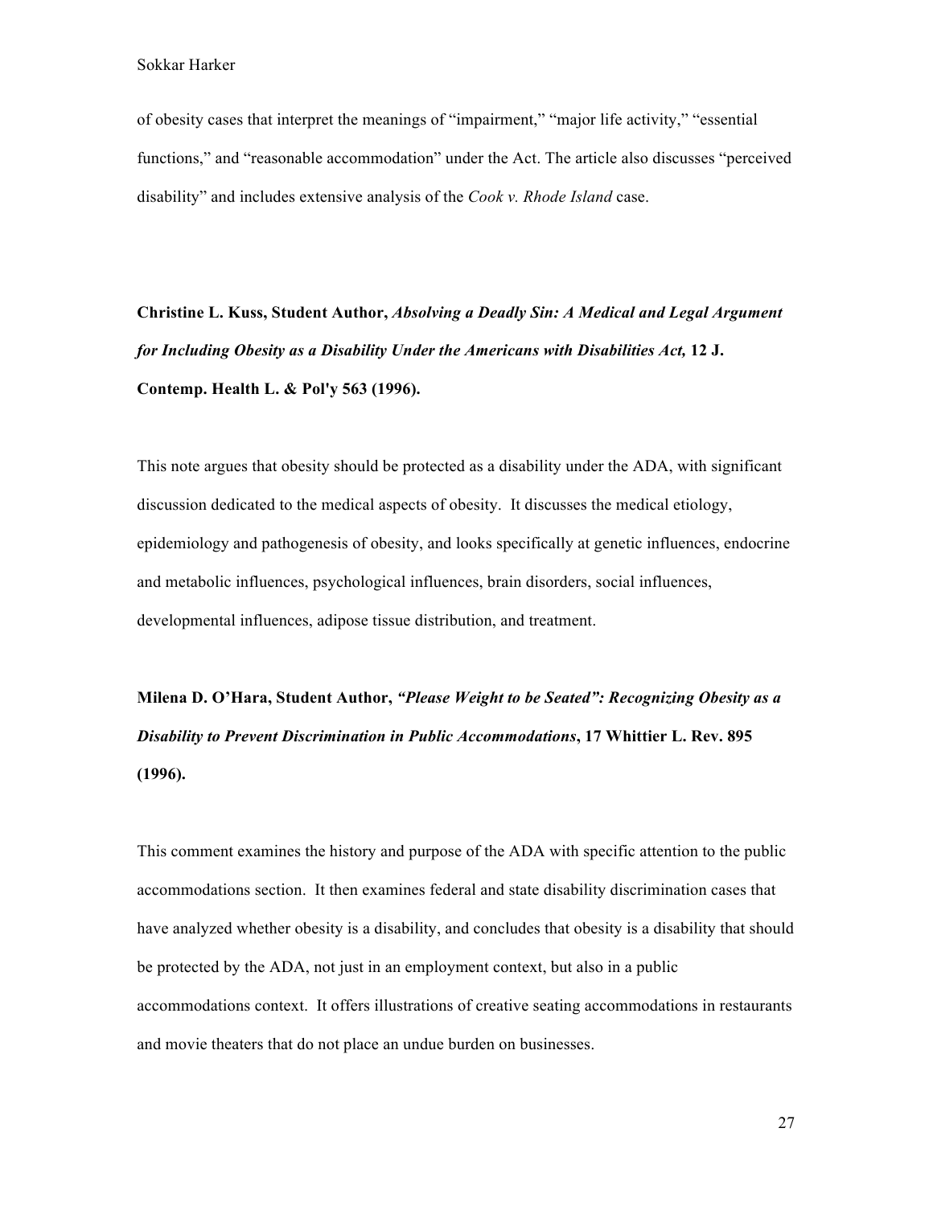of obesity cases that interpret the meanings of "impairment," "major life activity," "essential functions," and "reasonable accommodation" under the Act. The article also discusses "perceived disability" and includes extensive analysis of the *Cook v. Rhode Island* case.

**Christine L. Kuss, Student Author, *Absolving a Deadly Sin: A Medical and Legal Argument for Including Obesity as a Disability Under the Americans with Disabilities Act,* 12 J. Contemp. Health L. & Pol'y 563 (1996).**

This note argues that obesity should be protected as a disability under the ADA, with significant discussion dedicated to the medical aspects of obesity. It discusses the medical etiology, epidemiology and pathogenesis of obesity, and looks specifically at genetic influences, endocrine and metabolic influences, psychological influences, brain disorders, social influences, developmental influences, adipose tissue distribution, and treatment.

**Milena D. O'Hara, Student Author, *"Please Weight to be Seated": Recognizing Obesity as a Disability to Prevent Discrimination in Public Accommodations*, 17 Whittier L. Rev. 895 (1996).**

This comment examines the history and purpose of the ADA with specific attention to the public accommodations section. It then examines federal and state disability discrimination cases that have analyzed whether obesity is a disability, and concludes that obesity is a disability that should be protected by the ADA, not just in an employment context, but also in a public accommodations context. It offers illustrations of creative seating accommodations in restaurants and movie theaters that do not place an undue burden on businesses.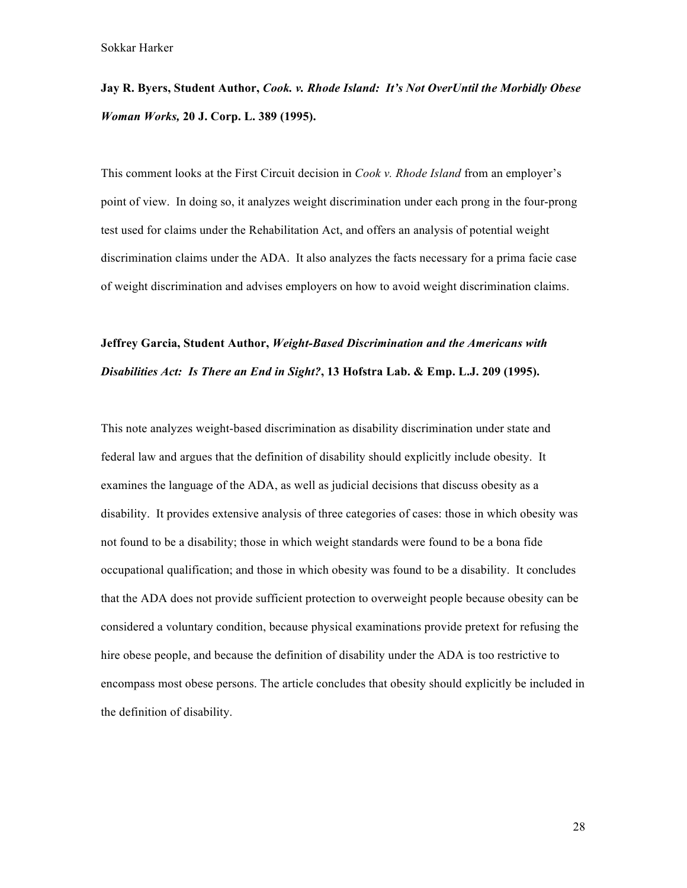**Jay R. Byers, Student Author, *Cook. v. Rhode Island: It's Not OverUntil the Morbidly Obese Woman Works,* 20 J. Corp. L. 389 (1995).**

This comment looks at the First Circuit decision in *Cook v. Rhode Island* from an employer's point of view. In doing so, it analyzes weight discrimination under each prong in the four-prong test used for claims under the Rehabilitation Act, and offers an analysis of potential weight discrimination claims under the ADA. It also analyzes the facts necessary for a prima facie case of weight discrimination and advises employers on how to avoid weight discrimination claims.

**Jeffrey Garcia, Student Author, *Weight-Based Discrimination and the Americans with Disabilities Act: Is There an End in Sight?*, 13 Hofstra Lab. & Emp. L.J. 209 (1995).**

This note analyzes weight-based discrimination as disability discrimination under state and federal law and argues that the definition of disability should explicitly include obesity. It examines the language of the ADA, as well as judicial decisions that discuss obesity as a disability. It provides extensive analysis of three categories of cases: those in which obesity was not found to be a disability; those in which weight standards were found to be a bona fide occupational qualification; and those in which obesity was found to be a disability. It concludes that the ADA does not provide sufficient protection to overweight people because obesity can be considered a voluntary condition, because physical examinations provide pretext for refusing the hire obese people, and because the definition of disability under the ADA is too restrictive to encompass most obese persons. The article concludes that obesity should explicitly be included in the definition of disability.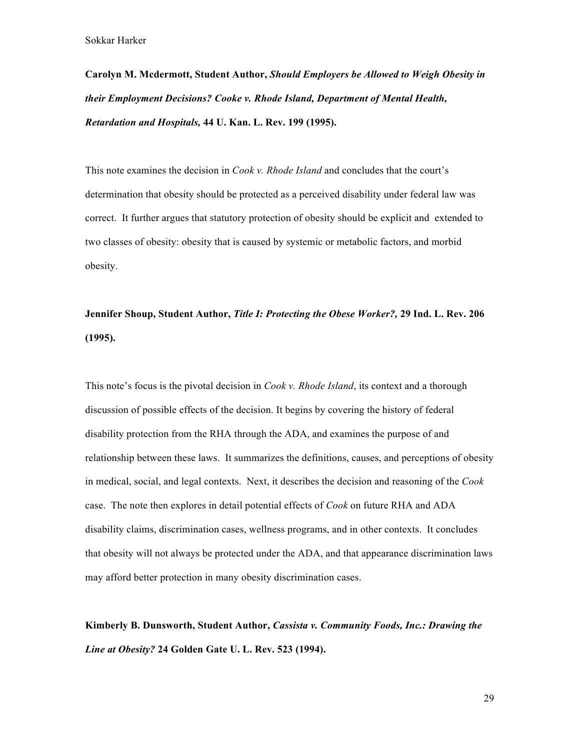**Carolyn M. Mcdermott, Student Author, *Should Employers be Allowed to Weigh Obesity in their Employment Decisions? Cooke v. Rhode Island, Department of Mental Health, Retardation and Hospitals,* 44 U. Kan. L. Rev. 199 (1995).**

This note examines the decision in *Cook v. Rhode Island* and concludes that the court's determination that obesity should be protected as a perceived disability under federal law was correct. It further argues that statutory protection of obesity should be explicit and extended to two classes of obesity: obesity that is caused by systemic or metabolic factors, and morbid obesity.

**Jennifer Shoup, Student Author, *Title I: Protecting the Obese Worker?,* 29 Ind. L. Rev. 206 (1995).**

This note's focus is the pivotal decision in *Cook v. Rhode Island*, its context and a thorough discussion of possible effects of the decision. It begins by covering the history of federal disability protection from the RHA through the ADA, and examines the purpose of and relationship between these laws. It summarizes the definitions, causes, and perceptions of obesity in medical, social, and legal contexts. Next, it describes the decision and reasoning of the *Cook* case. The note then explores in detail potential effects of *Cook* on future RHA and ADA disability claims, discrimination cases, wellness programs, and in other contexts. It concludes that obesity will not always be protected under the ADA, and that appearance discrimination laws may afford better protection in many obesity discrimination cases.

**Kimberly B. Dunsworth, Student Author, *Cassista v. Community Foods, Inc.: Drawing the Line at Obesity?* 24 Golden Gate U. L. Rev. 523 (1994).**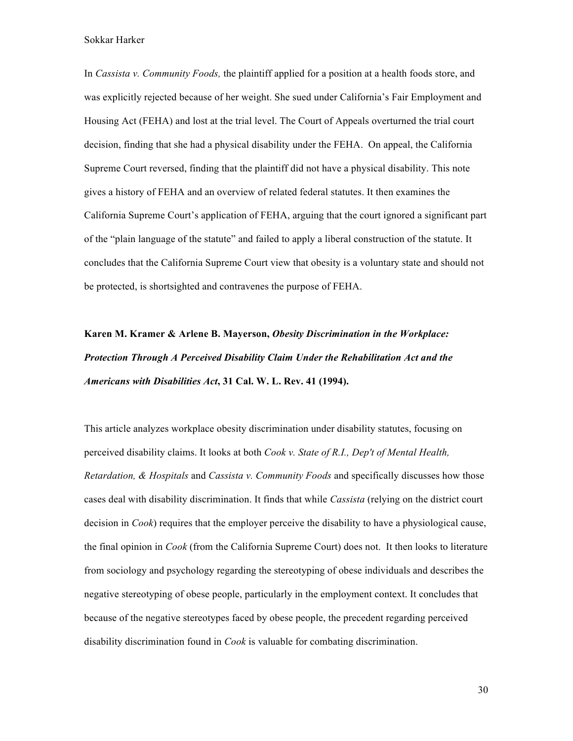In *Cassista v. Community Foods,* the plaintiff applied for a position at a health foods store, and was explicitly rejected because of her weight. She sued under California's Fair Employment and Housing Act (FEHA) and lost at the trial level. The Court of Appeals overturned the trial court decision, finding that she had a physical disability under the FEHA. On appeal, the California Supreme Court reversed, finding that the plaintiff did not have a physical disability. This note gives a history of FEHA and an overview of related federal statutes. It then examines the California Supreme Court's application of FEHA, arguing that the court ignored a significant part of the "plain language of the statute" and failed to apply a liberal construction of the statute. It concludes that the California Supreme Court view that obesity is a voluntary state and should not be protected, is shortsighted and contravenes the purpose of FEHA.

**Karen M. Kramer & Arlene B. Mayerson, *Obesity Discrimination in the Workplace: Protection Through A Perceived Disability Claim Under the Rehabilitation Act and the Americans with Disabilities Act*, 31 Cal. W. L. Rev. 41 (1994).**

This article analyzes workplace obesity discrimination under disability statutes, focusing on perceived disability claims. It looks at both *Cook v. State of R.I., Dep't of Mental Health, Retardation, & Hospitals* and *Cassista v. Community Foods* and specifically discusses how those cases deal with disability discrimination. It finds that while *Cassista* (relying on the district court decision in *Cook*) requires that the employer perceive the disability to have a physiological cause, the final opinion in *Cook* (from the California Supreme Court) does not. It then looks to literature from sociology and psychology regarding the stereotyping of obese individuals and describes the negative stereotyping of obese people, particularly in the employment context. It concludes that because of the negative stereotypes faced by obese people, the precedent regarding perceived disability discrimination found in *Cook* is valuable for combating discrimination.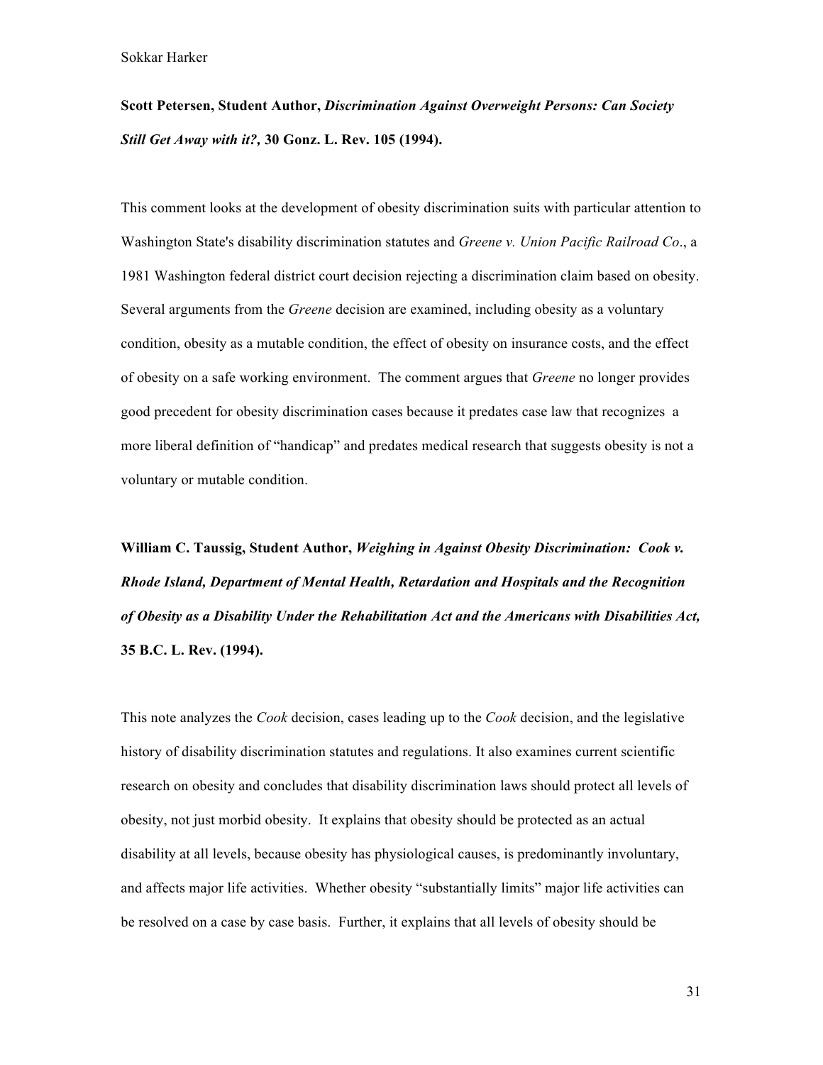**Scott Petersen, Student Author, *Discrimination Against Overweight Persons: Can Society Still Get Away with it?,* 30 Gonz. L. Rev. 105 (1994).**

This comment looks at the development of obesity discrimination suits with particular attention to Washington State's disability discrimination statutes and *Greene v. Union Pacific Railroad Co*., a 1981 Washington federal district court decision rejecting a discrimination claim based on obesity. Several arguments from the *Greene* decision are examined, including obesity as a voluntary condition, obesity as a mutable condition, the effect of obesity on insurance costs, and the effect of obesity on a safe working environment. The comment argues that *Greene* no longer provides good precedent for obesity discrimination cases because it predates case law that recognizes a more liberal definition of "handicap" and predates medical research that suggests obesity is not a voluntary or mutable condition.

**William C. Taussig, Student Author, *Weighing in Against Obesity Discrimination: Cook v. Rhode Island, Department of Mental Health, Retardation and Hospitals and the Recognition of Obesity as a Disability Under the Rehabilitation Act and the Americans with Disabilities Act,* 35 B.C. L. Rev. (1994).**

This note analyzes the *Cook* decision, cases leading up to the *Cook* decision, and the legislative history of disability discrimination statutes and regulations. It also examines current scientific research on obesity and concludes that disability discrimination laws should protect all levels of obesity, not just morbid obesity. It explains that obesity should be protected as an actual disability at all levels, because obesity has physiological causes, is predominantly involuntary, and affects major life activities. Whether obesity "substantially limits" major life activities can be resolved on a case by case basis. Further, it explains that all levels of obesity should be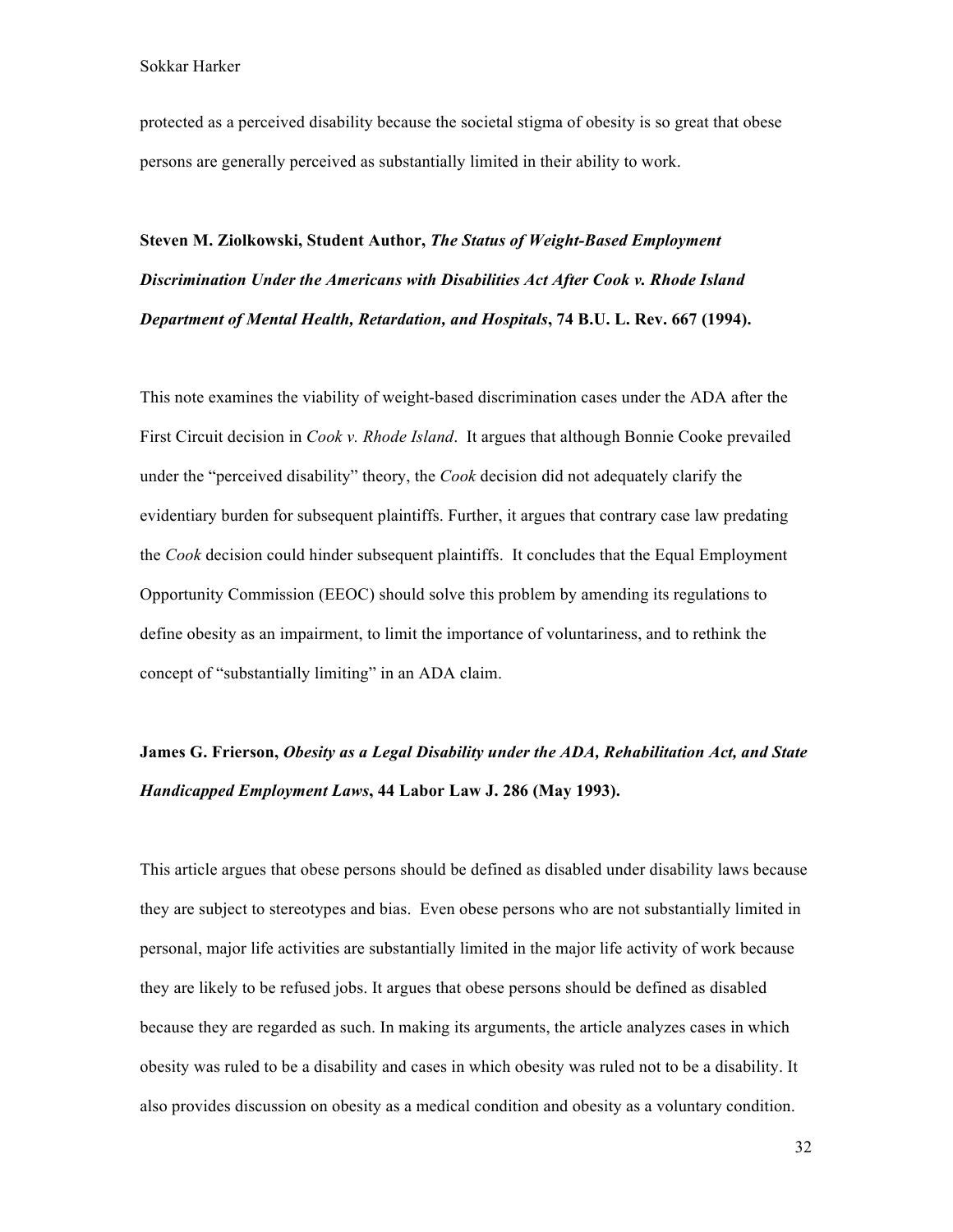protected as a perceived disability because the societal stigma of obesity is so great that obese persons are generally perceived as substantially limited in their ability to work.

**Steven M. Ziolkowski, Student Author, *The Status of Weight-Based Employment Discrimination Under the Americans with Disabilities Act After Cook v. Rhode Island Department of Mental Health, Retardation, and Hospitals*, 74 B.U. L. Rev. 667 (1994).**

This note examines the viability of weight-based discrimination cases under the ADA after the First Circuit decision in *Cook v. Rhode Island*. It argues that although Bonnie Cooke prevailed under the "perceived disability" theory, the *Cook* decision did not adequately clarify the evidentiary burden for subsequent plaintiffs. Further, it argues that contrary case law predating the *Cook* decision could hinder subsequent plaintiffs. It concludes that the Equal Employment Opportunity Commission (EEOC) should solve this problem by amending its regulations to define obesity as an impairment, to limit the importance of voluntariness, and to rethink the concept of "substantially limiting" in an ADA claim.

**James G. Frierson, *Obesity as a Legal Disability under the ADA, Rehabilitation Act, and State Handicapped Employment Laws*, 44 Labor Law J. 286 (May 1993).**

This article argues that obese persons should be defined as disabled under disability laws because they are subject to stereotypes and bias. Even obese persons who are not substantially limited in personal, major life activities are substantially limited in the major life activity of work because they are likely to be refused jobs. It argues that obese persons should be defined as disabled because they are regarded as such. In making its arguments, the article analyzes cases in which obesity was ruled to be a disability and cases in which obesity was ruled not to be a disability. It also provides discussion on obesity as a medical condition and obesity as a voluntary condition.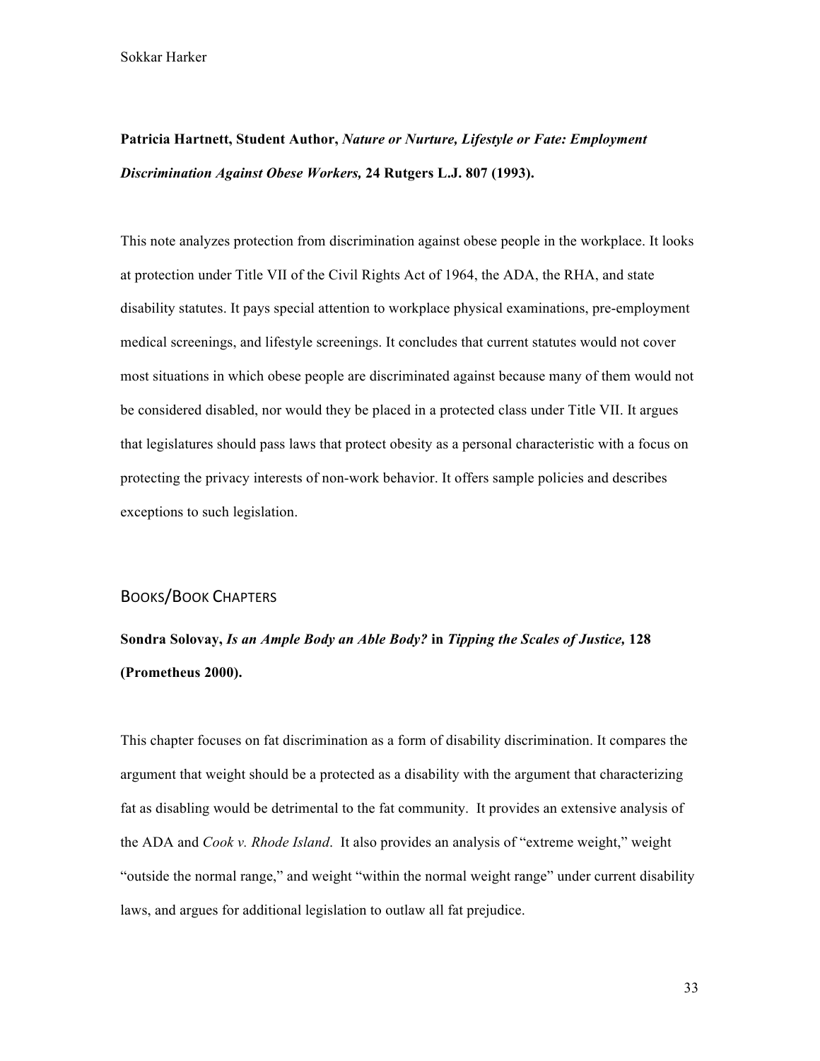**Patricia Hartnett, Student Author,** ***Nature or Nurture, Lifestyle or Fate: Employment Discrimination Against Obese Workers,*** **24 Rutgers L.J. 807 (1993).**

This note analyzes protection from discrimination against obese people in the workplace. It looks at protection under Title VII of the Civil Rights Act of 1964, the ADA, the RHA, and state disability statutes. It pays special attention to workplace physical examinations, pre-employment medical screenings, and lifestyle screenings. It concludes that current statutes would not cover most situations in which obese people are discriminated against because many of them would not be considered disabled, nor would they be placed in a protected class under Title VII. It argues that legislatures should pass laws that protect obesity as a personal characteristic with a focus on protecting the privacy interests of non-work behavior. It offers sample policies and describes exceptions to such legislation.

## BOOKS/BOOK CHAPTERS

**Sondra Solovay,** ***Is an Ample Body an Able Body?*** **in** ***Tipping the Scales of Justice,*** **128 (Prometheus 2000).**

This chapter focuses on fat discrimination as a form of disability discrimination. It compares the argument that weight should be a protected as a disability with the argument that characterizing fat as disabling would be detrimental to the fat community. It provides an extensive analysis of the ADA and *Cook v. Rhode Island*. It also provides an analysis of "extreme weight," weight "outside the normal range," and weight "within the normal weight range" under current disability laws, and argues for additional legislation to outlaw all fat prejudice.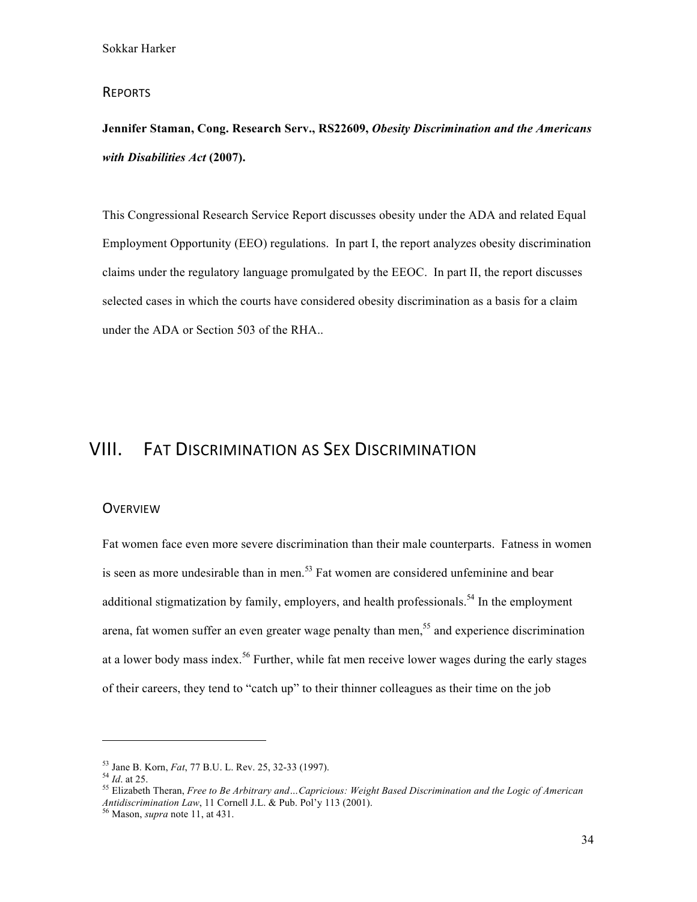### Reports

**Jennifer Staman, Cong. Research Serv., RS22609, *Obesity Discrimination and the Americans with Disabilities Act* (2007).**

This Congressional Research Service Report discusses obesity under the ADA and related Equal Employment Opportunity (EEO) regulations. In part I, the report analyzes obesity discrimination claims under the regulatory language promulgated by the EEOC. In part II, the report discusses selected cases in which the courts have considered obesity discrimination as a basis for a claim under the ADA or Section 503 of the RHA..

## VIII. Fat Discrimination as Sex Discrimination

### Overview

Fat women face even more severe discrimination than their male counterparts. Fatness in women is seen as more undesirable than in men.[53] Fat women are considered unfeminine and bear additional stigmatization by family, employers, and health professionals.[54] In the employment arena, fat women suffer an even greater wage penalty than men,[55] and experience discrimination at a lower body mass index.[56] Further, while fat men receive lower wages during the early stages of their careers, they tend to "catch up" to their thinner colleagues as their time on the job

---

[53] Jane B. Korn, *Fat*, 77 B.U. L. Rev. 25, 32-33 (1997).

[54] *Id*. at 25.

[55] Elizabeth Theran, *Free to Be Arbitrary and…Capricious: Weight Based Discrimination and the Logic of American Antidiscrimination Law*, 11 Cornell J.L. & Pub. Pol'y 113 (2001).

[56] Mason, *supra* note 11, at 431.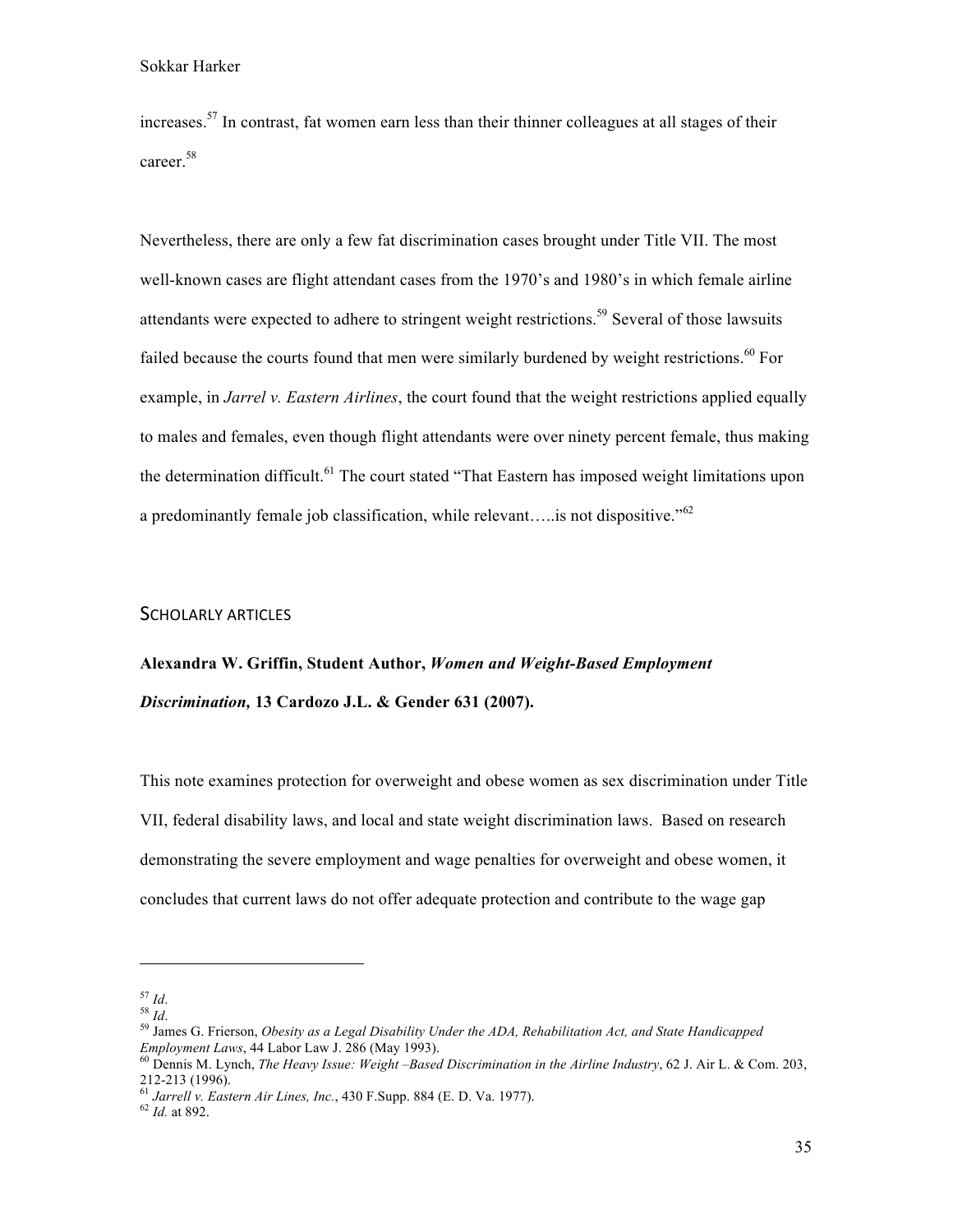increases.[57] In contrast, fat women earn less than their thinner colleagues at all stages of their career.[58]

Nevertheless, there are only a few fat discrimination cases brought under Title VII. The most well-known cases are flight attendant cases from the 1970's and 1980's in which female airline attendants were expected to adhere to stringent weight restrictions.[59] Several of those lawsuits failed because the courts found that men were similarly burdened by weight restrictions.[60] For example, in *Jarrel v. Eastern Airlines*, the court found that the weight restrictions applied equally to males and females, even though flight attendants were over ninety percent female, thus making the determination difficult.[61] The court stated "That Eastern has imposed weight limitations upon a predominantly female job classification, while relevant…..is not dispositive."[62]

## SCHOLARLY ARTICLES

**Alexandra W. Griffin, Student Author, *Women and Weight-Based Employment Discrimination,* 13 Cardozo J.L. & Gender 631 (2007).**

This note examines protection for overweight and obese women as sex discrimination under Title VII, federal disability laws, and local and state weight discrimination laws. Based on research demonstrating the severe employment and wage penalties for overweight and obese women, it concludes that current laws do not offer adequate protection and contribute to the wage gap

---

[57] *Id*.
[58] *Id*.
[59] James G. Frierson, *Obesity as a Legal Disability Under the ADA, Rehabilitation Act, and State Handicapped Employment Laws*, 44 Labor Law J. 286 (May 1993).
[60] Dennis M. Lynch, *The Heavy Issue: Weight –Based Discrimination in the Airline Industry*, 62 J. Air L. & Com. 203, 212-213 (1996).
[61] *Jarrell v. Eastern Air Lines, Inc.*, 430 F.Supp. 884 (E. D. Va. 1977).
[62] *Id.* at 892.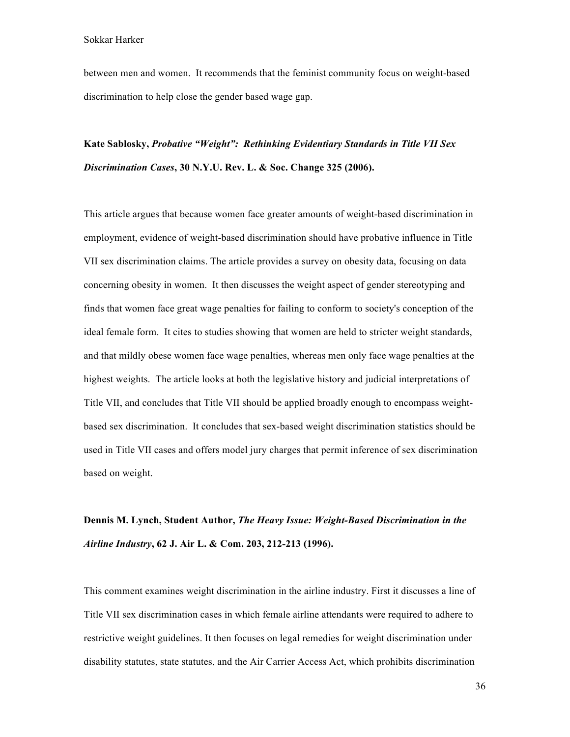between men and women. It recommends that the feminist community focus on weight-based discrimination to help close the gender based wage gap.

**Kate Sablosky, *Probative "Weight": Rethinking Evidentiary Standards in Title VII Sex Discrimination Cases*, 30 N.Y.U. Rev. L. & Soc. Change 325 (2006).**

This article argues that because women face greater amounts of weight-based discrimination in employment, evidence of weight-based discrimination should have probative influence in Title VII sex discrimination claims. The article provides a survey on obesity data, focusing on data concerning obesity in women. It then discusses the weight aspect of gender stereotyping and finds that women face great wage penalties for failing to conform to society's conception of the ideal female form. It cites to studies showing that women are held to stricter weight standards, and that mildly obese women face wage penalties, whereas men only face wage penalties at the highest weights. The article looks at both the legislative history and judicial interpretations of Title VII, and concludes that Title VII should be applied broadly enough to encompass weight-based sex discrimination. It concludes that sex-based weight discrimination statistics should be used in Title VII cases and offers model jury charges that permit inference of sex discrimination based on weight.

**Dennis M. Lynch, Student Author, *The Heavy Issue: Weight-Based Discrimination in the Airline Industry*, 62 J. Air L. & Com. 203, 212-213 (1996).**

This comment examines weight discrimination in the airline industry. First it discusses a line of Title VII sex discrimination cases in which female airline attendants were required to adhere to restrictive weight guidelines. It then focuses on legal remedies for weight discrimination under disability statutes, state statutes, and the Air Carrier Access Act, which prohibits discrimination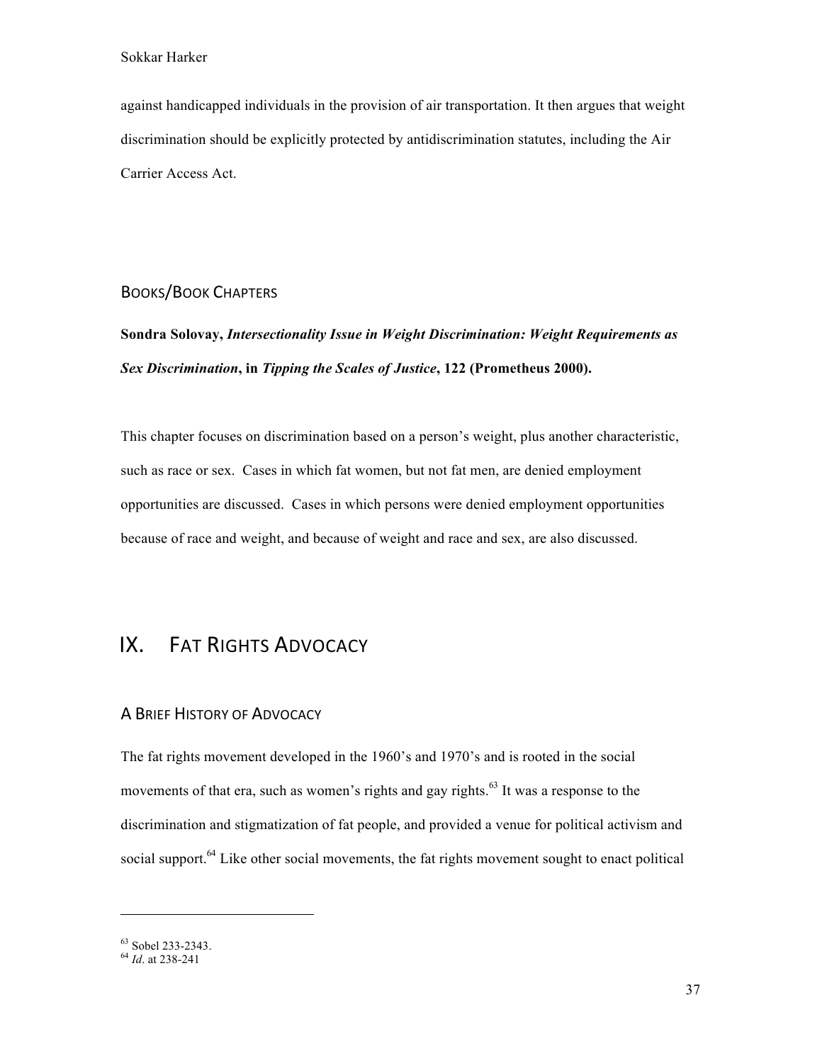against handicapped individuals in the provision of air transportation. It then argues that weight discrimination should be explicitly protected by antidiscrimination statutes, including the Air Carrier Access Act.

### BOOKS/BOOK CHAPTERS

**Sondra Solovay, *Intersectionality Issue in Weight Discrimination: Weight Requirements as Sex Discrimination*, in *Tipping the Scales of Justice*, 122 (Prometheus 2000).**

This chapter focuses on discrimination based on a person's weight, plus another characteristic, such as race or sex. Cases in which fat women, but not fat men, are denied employment opportunities are discussed. Cases in which persons were denied employment opportunities because of race and weight, and because of weight and race and sex, are also discussed.

## IX. FAT RIGHTS ADVOCACY

### A BRIEF HISTORY OF ADVOCACY

The fat rights movement developed in the 1960's and 1970's and is rooted in the social movements of that era, such as women's rights and gay rights.[63] It was a response to the discrimination and stigmatization of fat people, and provided a venue for political activism and social support.[64] Like other social movements, the fat rights movement sought to enact political

---

[63] Sobel 233-2343.

[64] *Id*. at 238-241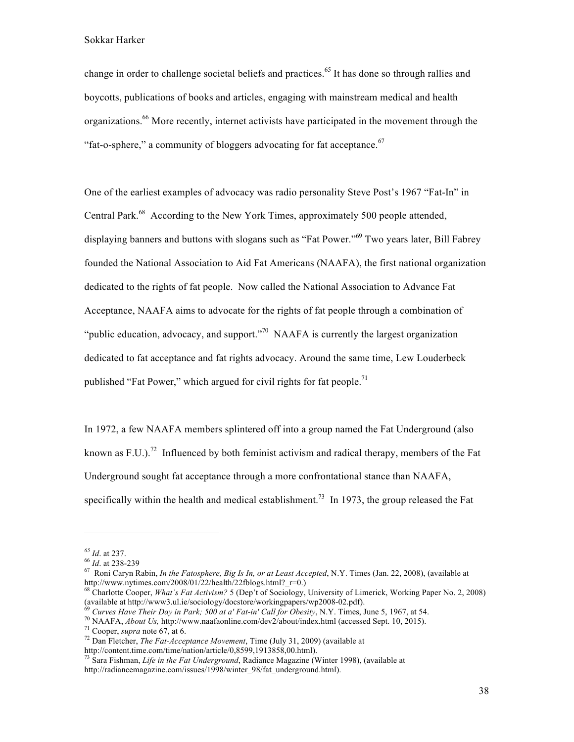change in order to challenge societal beliefs and practices.[65] It has done so through rallies and boycotts, publications of books and articles, engaging with mainstream medical and health organizations.[66] More recently, internet activists have participated in the movement through the "fat-o-sphere," a community of bloggers advocating for fat acceptance.[67]

One of the earliest examples of advocacy was radio personality Steve Post's 1967 "Fat-In" in Central Park.[68] According to the New York Times, approximately 500 people attended, displaying banners and buttons with slogans such as "Fat Power."[69] Two years later, Bill Fabrey founded the National Association to Aid Fat Americans (NAAFA), the first national organization dedicated to the rights of fat people. Now called the National Association to Advance Fat Acceptance, NAAFA aims to advocate for the rights of fat people through a combination of "public education, advocacy, and support."[70] NAAFA is currently the largest organization dedicated to fat acceptance and fat rights advocacy. Around the same time, Lew Louderbeck published "Fat Power," which argued for civil rights for fat people.[71]

In 1972, a few NAAFA members splintered off into a group named the Fat Underground (also known as F.U.).[72] Influenced by both feminist activism and radical therapy, members of the Fat Underground sought fat acceptance through a more confrontational stance than NAAFA, specifically within the health and medical establishment.[73] In 1973, the group released the Fat

---

[65] *Id*. at 237.

[66] *Id*. at 238-239

[67] Roni Caryn Rabin, *In the Fatosphere, Big Is In, or at Least Accepted*, N.Y. Times (Jan. 22, 2008), (available at http://www.nytimes.com/2008/01/22/health/22fblogs.html?_r=0.)

[68] Charlotte Cooper, *What's Fat Activism?* 5 (Dep't of Sociology, University of Limerick, Working Paper No. 2, 2008) (available at http://www3.ul.ie/sociology/docstore/workingpapers/wp2008-02.pdf).

[69] *Curves Have Their Day in Park; 500 at a' Fat-in' Call for Obesity*, N.Y. Times, June 5, 1967, at 54.

[70] NAAFA, *About Us,* http://www.naafaonline.com/dev2/about/index.html (accessed Sept. 10, 2015).

[71] Cooper, *supra* note 67, at 6.

[72] Dan Fletcher, *The Fat-Acceptance Movement*, Time (July 31, 2009) (available at http://content.time.com/time/nation/article/0,8599,1913858,00.html).

[73] Sara Fishman, *Life in the Fat Underground*, Radiance Magazine (Winter 1998), (available at http://radiancemagazine.com/issues/1998/winter_98/fat_underground.html).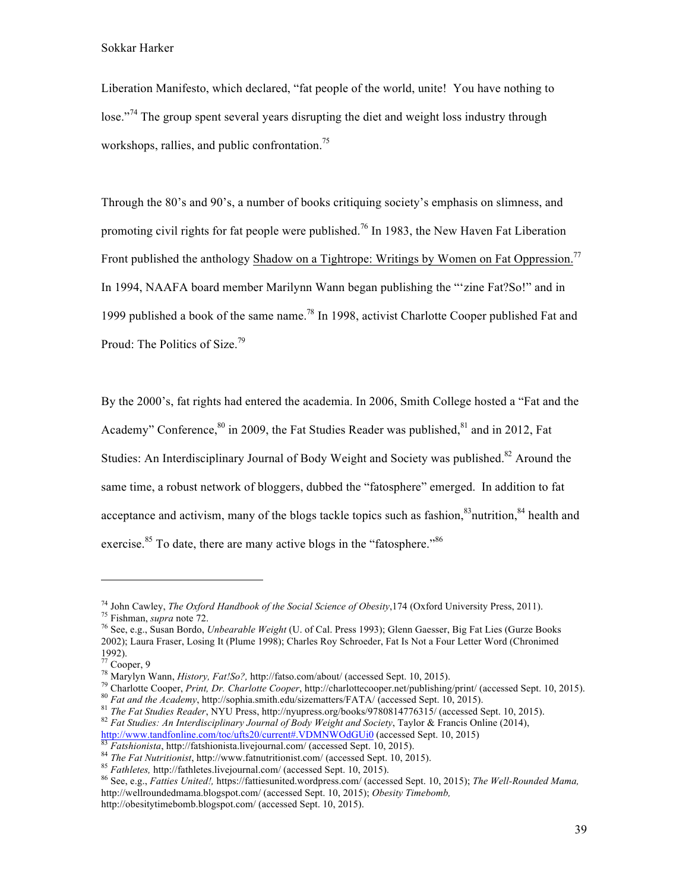Liberation Manifesto, which declared, "fat people of the world, unite! You have nothing to lose."[74] The group spent several years disrupting the diet and weight loss industry through workshops, rallies, and public confrontation.[75]

Through the 80's and 90's, a number of books critiquing society's emphasis on slimness, and promoting civil rights for fat people were published.[76] In 1983, the New Haven Fat Liberation Front published the anthology Shadow on a Tightrope: Writings by Women on Fat Oppression.[77] In 1994, NAAFA board member Marilynn Wann began publishing the "'zine Fat?So!" and in 1999 published a book of the same name.[78] In 1998, activist Charlotte Cooper published Fat and Proud: The Politics of Size.[79]

By the 2000's, fat rights had entered the academia. In 2006, Smith College hosted a "Fat and the Academy" Conference,[80] in 2009, the Fat Studies Reader was published,[81] and in 2012, Fat Studies: An Interdisciplinary Journal of Body Weight and Society was published.[82] Around the same time, a robust network of bloggers, dubbed the "fatosphere" emerged. In addition to fat acceptance and activism, many of the blogs tackle topics such as fashion,[83] nutrition,[84] health and exercise.[85] To date, there are many active blogs in the "fatosphere."[86]

---

[74] John Cawley, *The Oxford Handbook of the Social Science of Obesity*,174 (Oxford University Press, 2011).

[75] Fishman, *supra* note 72.

[76] See, e.g., Susan Bordo, *Unbearable Weight* (U. of Cal. Press 1993); Glenn Gaesser, Big Fat Lies (Gurze Books 2002); Laura Fraser, Losing It (Plume 1998); Charles Roy Schroeder, Fat Is Not a Four Letter Word (Chronimed 1992).

[77] Cooper, 9

[78] Marylyn Wann, *History, Fat!So?,* http://fatso.com/about/ (accessed Sept. 10, 2015).

[79] Charlotte Cooper, *Print, Dr. Charlotte Cooper*, http://charlottecooper.net/publishing/print/ (accessed Sept. 10, 2015).

[80] *Fat and the Academy*, http://sophia.smith.edu/sizematters/FATA/ (accessed Sept. 10, 2015).

[81] *The Fat Studies Reader*, NYU Press, http://nyupress.org/books/9780814776315/ (accessed Sept. 10, 2015).

[82] *Fat Studies: An Interdisciplinary Journal of Body Weight and Society*, Taylor & Francis Online (2014), http://www.tandfonline.com/toc/ufts20/current#.VDMNWOdGUi0 (accessed Sept. 10, 2015)

[83] *Fatshionista*, http://fatshionista.livejournal.com/ (accessed Sept. 10, 2015).

[84] *The Fat Nutritionist*, http://www.fatnutritionist.com/ (accessed Sept. 10, 2015).

[85] *Fathletes,* http://fathletes.livejournal.com/ (accessed Sept. 10, 2015).

[86] See, e.g., *Fatties United!,* https://fattiesunited.wordpress.com/ (accessed Sept. 10, 2015); *The Well-Rounded Mama,* http://wellroundedmama.blogspot.com/ (accessed Sept. 10, 2015); *Obesity Timebomb,* http://obesitytimebomb.blogspot.com/ (accessed Sept. 10, 2015).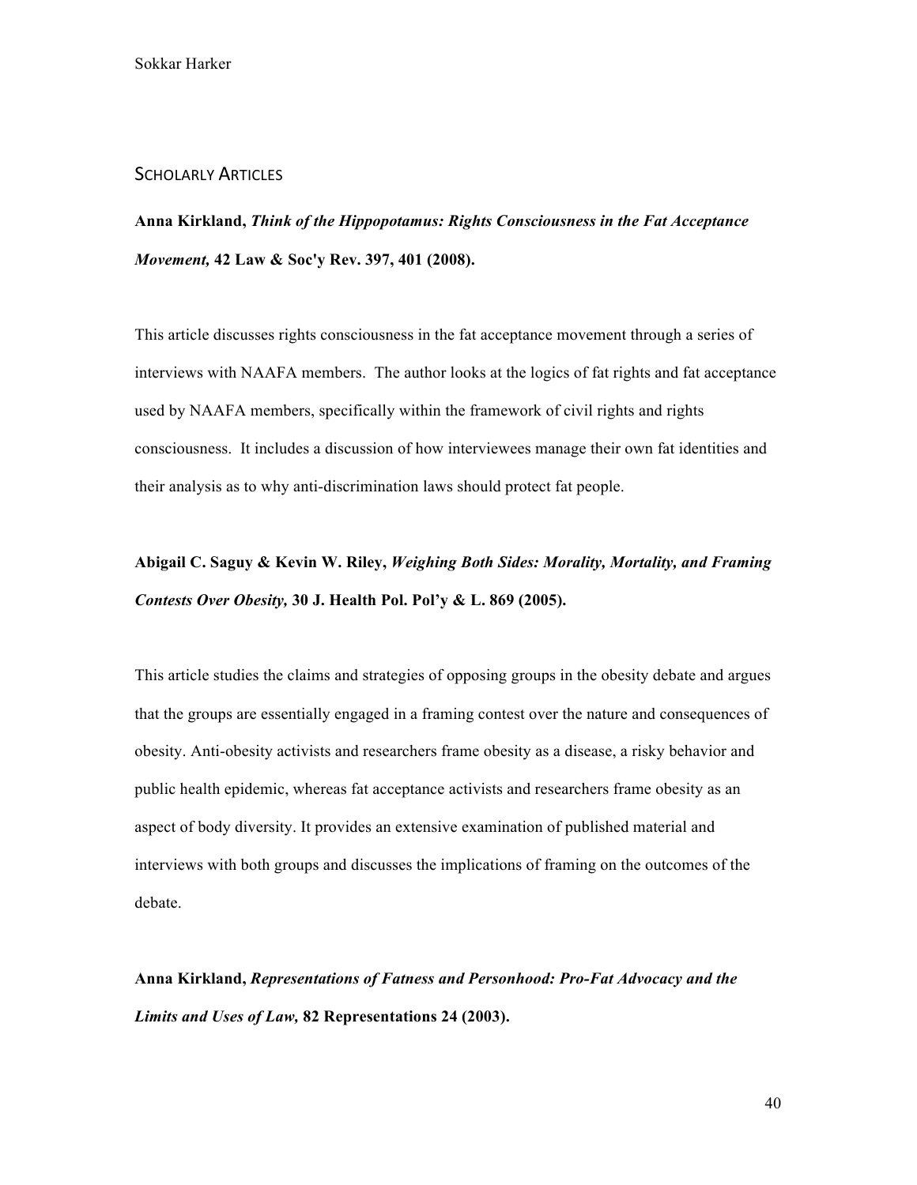## SCHOLARLY ARTICLES

**Anna Kirkland, *Think of the Hippopotamus: Rights Consciousness in the Fat Acceptance Movement,* 42 Law & Soc'y Rev. 397, 401 (2008).**

This article discusses rights consciousness in the fat acceptance movement through a series of interviews with NAAFA members. The author looks at the logics of fat rights and fat acceptance used by NAAFA members, specifically within the framework of civil rights and rights consciousness. It includes a discussion of how interviewees manage their own fat identities and their analysis as to why anti-discrimination laws should protect fat people.

**Abigail C. Saguy & Kevin W. Riley, *Weighing Both Sides: Morality, Mortality, and Framing Contests Over Obesity,* 30 J. Health Pol. Pol'y & L. 869 (2005).**

This article studies the claims and strategies of opposing groups in the obesity debate and argues that the groups are essentially engaged in a framing contest over the nature and consequences of obesity. Anti-obesity activists and researchers frame obesity as a disease, a risky behavior and public health epidemic, whereas fat acceptance activists and researchers frame obesity as an aspect of body diversity. It provides an extensive examination of published material and interviews with both groups and discusses the implications of framing on the outcomes of the debate.

**Anna Kirkland, *Representations of Fatness and Personhood: Pro-Fat Advocacy and the Limits and Uses of Law,* 82 Representations 24 (2003).**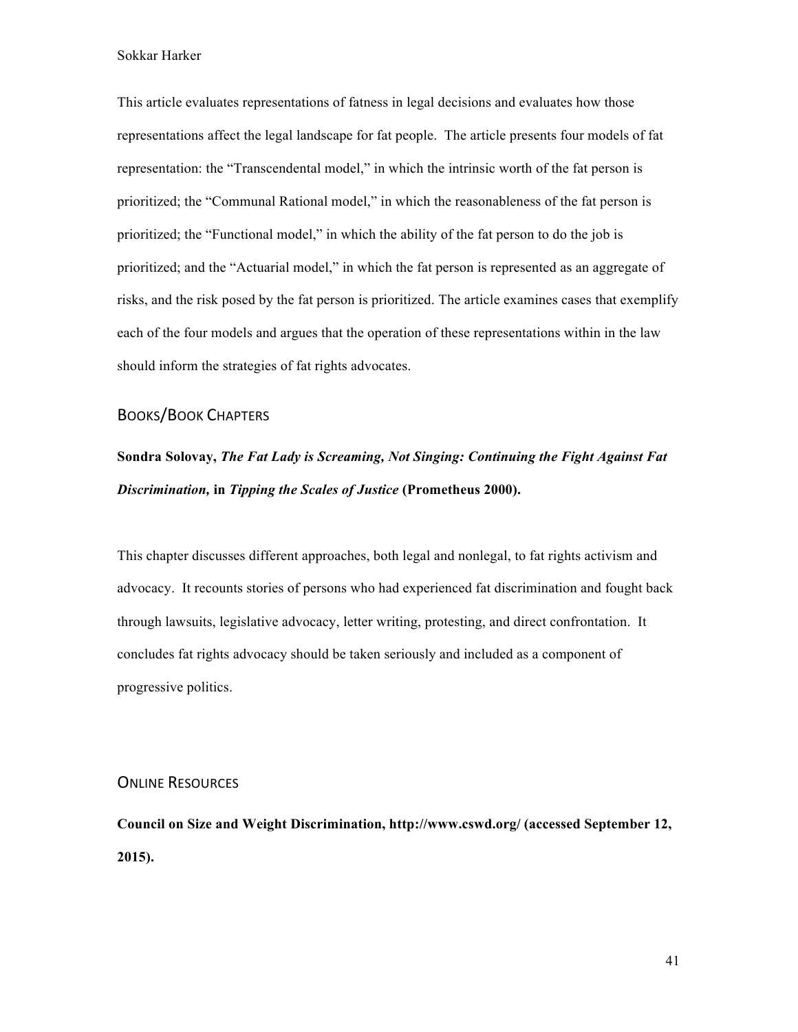This article evaluates representations of fatness in legal decisions and evaluates how those representations affect the legal landscape for fat people. The article presents four models of fat representation: the "Transcendental model," in which the intrinsic worth of the fat person is prioritized; the "Communal Rational model," in which the reasonableness of the fat person is prioritized; the "Functional model," in which the ability of the fat person to do the job is prioritized; and the "Actuarial model," in which the fat person is represented as an aggregate of risks, and the risk posed by the fat person is prioritized. The article examines cases that exemplify each of the four models and argues that the operation of these representations within in the law should inform the strategies of fat rights advocates.

## Books/Book Chapters

**Sondra Solovay, *The Fat Lady is Screaming, Not Singing: Continuing the Fight Against Fat Discrimination,* in *Tipping the Scales of Justice* (Prometheus 2000).**

This chapter discusses different approaches, both legal and nonlegal, to fat rights activism and advocacy. It recounts stories of persons who had experienced fat discrimination and fought back through lawsuits, legislative advocacy, letter writing, protesting, and direct confrontation. It concludes fat rights advocacy should be taken seriously and included as a component of progressive politics.

## Online Resources

**Council on Size and Weight Discrimination, http://www.cswd.org/ (accessed September 12, 2015).**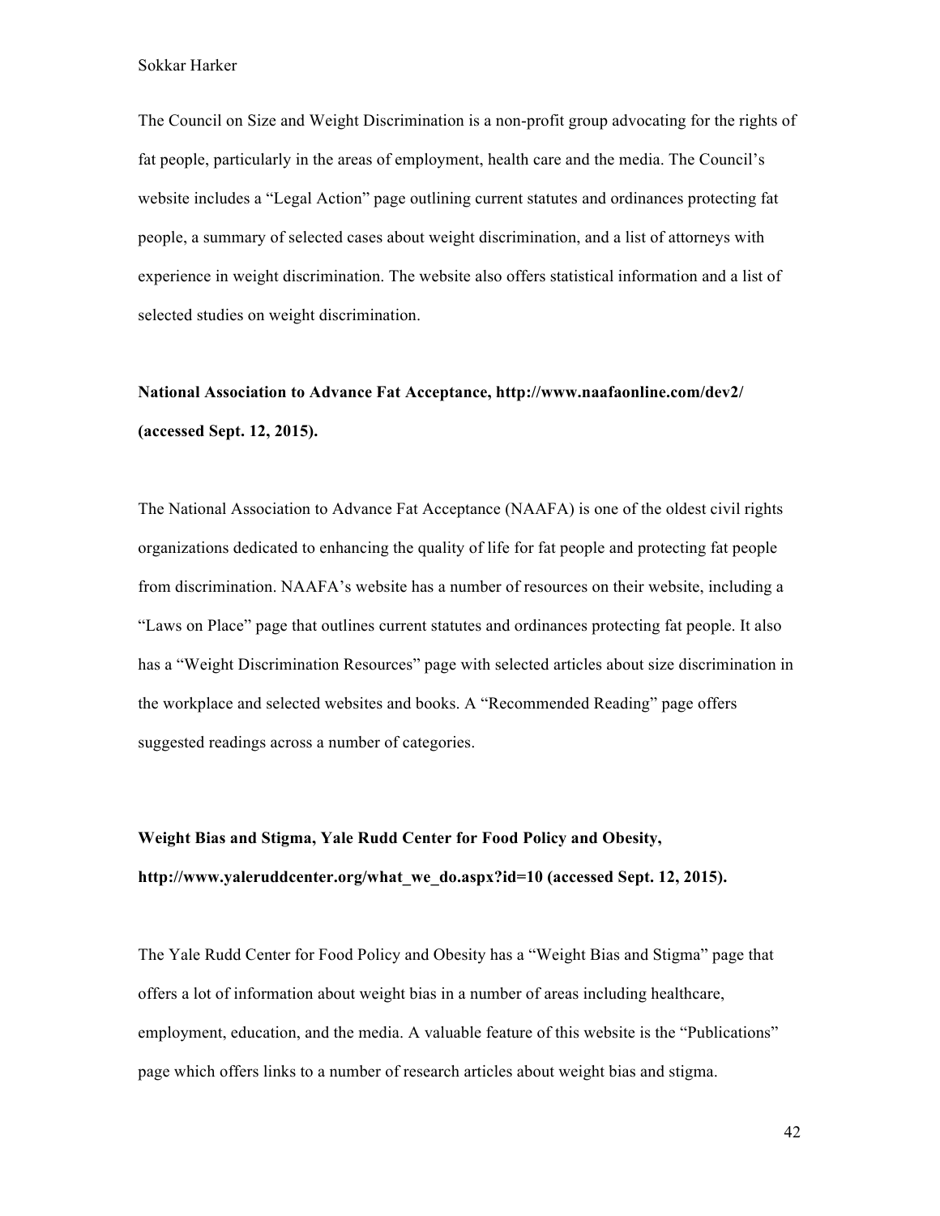The Council on Size and Weight Discrimination is a non-profit group advocating for the rights of fat people, particularly in the areas of employment, health care and the media. The Council's website includes a "Legal Action" page outlining current statutes and ordinances protecting fat people, a summary of selected cases about weight discrimination, and a list of attorneys with experience in weight discrimination. The website also offers statistical information and a list of selected studies on weight discrimination.

**National Association to Advance Fat Acceptance, http://www.naafaonline.com/dev2/ (accessed Sept. 12, 2015).**

The National Association to Advance Fat Acceptance (NAAFA) is one of the oldest civil rights organizations dedicated to enhancing the quality of life for fat people and protecting fat people from discrimination. NAAFA's website has a number of resources on their website, including a "Laws on Place" page that outlines current statutes and ordinances protecting fat people. It also has a "Weight Discrimination Resources" page with selected articles about size discrimination in the workplace and selected websites and books. A "Recommended Reading" page offers suggested readings across a number of categories.

**Weight Bias and Stigma, Yale Rudd Center for Food Policy and Obesity, http://www.yaleruddcenter.org/what_we_do.aspx?id=10 (accessed Sept. 12, 2015).**

The Yale Rudd Center for Food Policy and Obesity has a "Weight Bias and Stigma" page that offers a lot of information about weight bias in a number of areas including healthcare, employment, education, and the media. A valuable feature of this website is the "Publications" page which offers links to a number of research articles about weight bias and stigma.